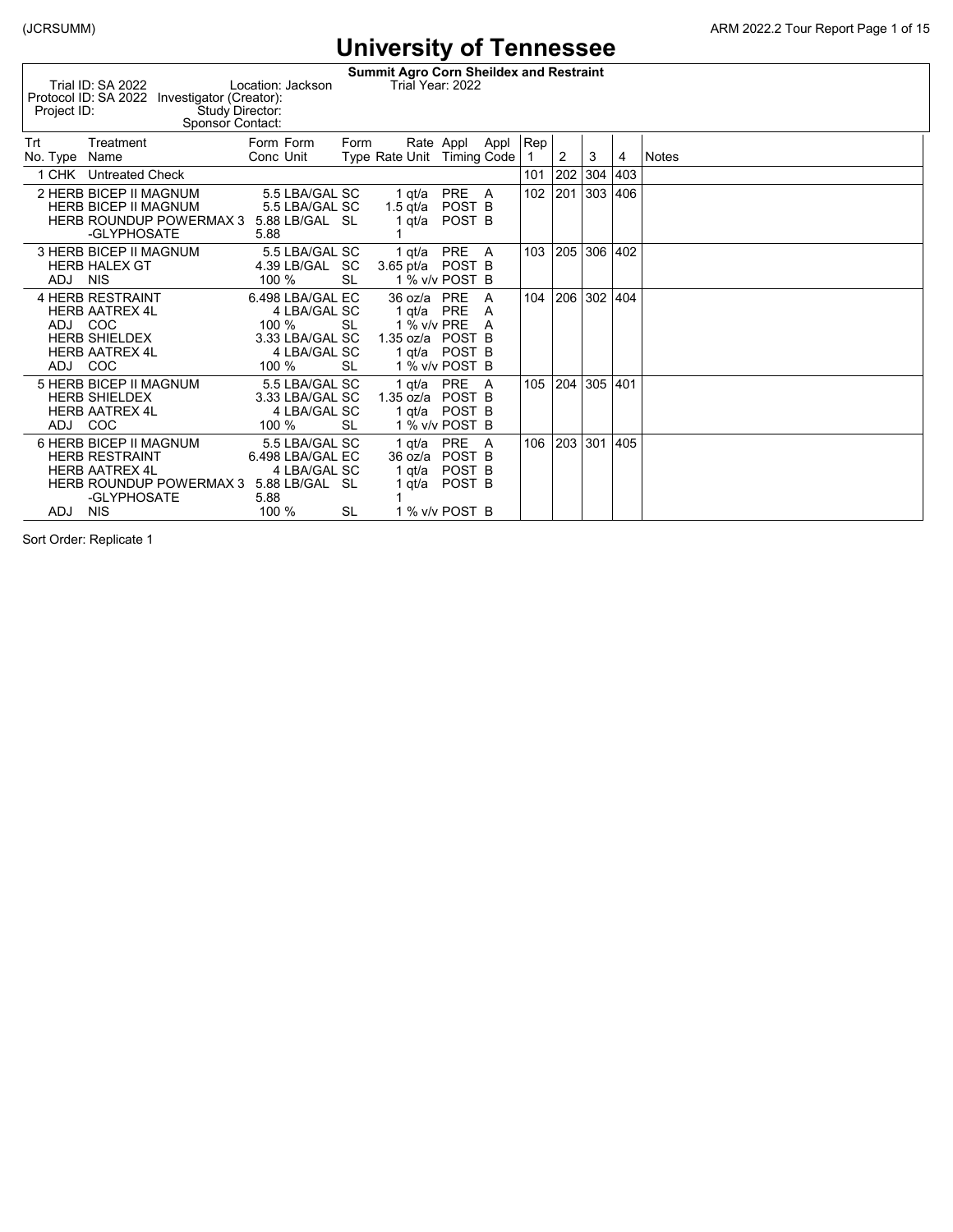(JCRSUMM)

# University of Tennessee

**Summit Agro Corn Sheildex and Restraint**

Trial ID: SA 2022 Location: Jackson Trial Year: 2022
Protocol ID: SA 2022 Investigator (Creator):
Project ID: Study Director:
Sponsor Contact:

| Trt No. | Type | Treatment Name | Form Conc | Form Unit | Form Type | Rate | Rate Unit | Appl Timing | Appl Code | Rep 1 | 2 | 3 | 4 | Notes |
|---|---|---|---|---|---|---|---|---|---|---|---|---|---|---|
| 1 | CHK | Untreated Check | | | | | | | | 101 | 202 | 304 | 403 | |
| 2 | HERB | BICEP II MAGNUM | 5.5 | LBA/GAL | SC | 1 | qt/a | PRE | A | 102 | 201 | 303 | 406 | |
| | HERB | BICEP II MAGNUM | 5.5 | LBA/GAL | SC | 1.5 | qt/a | POST | B | | | | | |
| | HERB | ROUNDUP POWERMAX 3 -GLYPHOSATE | 5.88 / 5.88 | LB/GAL | SL | 1 / 1 | qt/a | POST | B | | | | | |
| 3 | HERB | BICEP II MAGNUM | 5.5 | LBA/GAL | SC | 1 | qt/a | PRE | A | 103 | 205 | 306 | 402 | |
| | HERB | HALEX GT | 4.39 | LB/GAL | SC | 3.65 | pt/a | POST | B | | | | | |
| | ADJ | NIS | 100 | % | SL | 1 | % v/v | POST | B | | | | | |
| 4 | HERB | RESTRAINT | 6.498 | LBA/GAL | EC | 36 | oz/a | PRE | A | 104 | 206 | 302 | 404 | |
| | HERB | AATREX 4L | 4 | LBA/GAL | SC | 1 | qt/a | PRE | A | | | | | |
| | ADJ | COC | 100 | % | SL | 1 | % v/v | PRE | A | | | | | |
| | HERB | SHIELDEX | 3.33 | LBA/GAL | SC | 1.35 | oz/a | POST | B | | | | | |
| | HERB | AATREX 4L | 4 | LBA/GAL | SC | 1 | qt/a | POST | B | | | | | |
| | ADJ | COC | 100 | % | SL | 1 | % v/v | POST | B | | | | | |
| 5 | HERB | BICEP II MAGNUM | 5.5 | LBA/GAL | SC | 1 | qt/a | PRE | A | 105 | 204 | 305 | 401 | |
| | HERB | SHIELDEX | 3.33 | LBA/GAL | SC | 1.35 | oz/a | POST | B | | | | | |
| | HERB | AATREX 4L | 4 | LBA/GAL | SC | 1 | qt/a | POST | B | | | | | |
| | ADJ | COC | 100 | % | SL | 1 | % v/v | POST | B | | | | | |
| 6 | HERB | BICEP II MAGNUM | 5.5 | LBA/GAL | SC | 1 | qt/a | PRE | A | 106 | 203 | 301 | 405 | |
| | HERB | RESTRAINT | 6.498 | LBA/GAL | EC | 36 | oz/a | POST | B | | | | | |
| | HERB | AATREX 4L | 4 | LBA/GAL | SC | 1 | qt/a | POST | B | | | | | |
| | HERB | ROUNDUP POWERMAX 3 -GLYPHOSATE | 5.88 / 5.88 | LB/GAL | SL | 1 / 1 | qt/a | POST | B | | | | | |
| | ADJ | NIS | 100 | % | SL | 1 | % v/v | POST | B | | | | | |

Sort Order: Replicate 1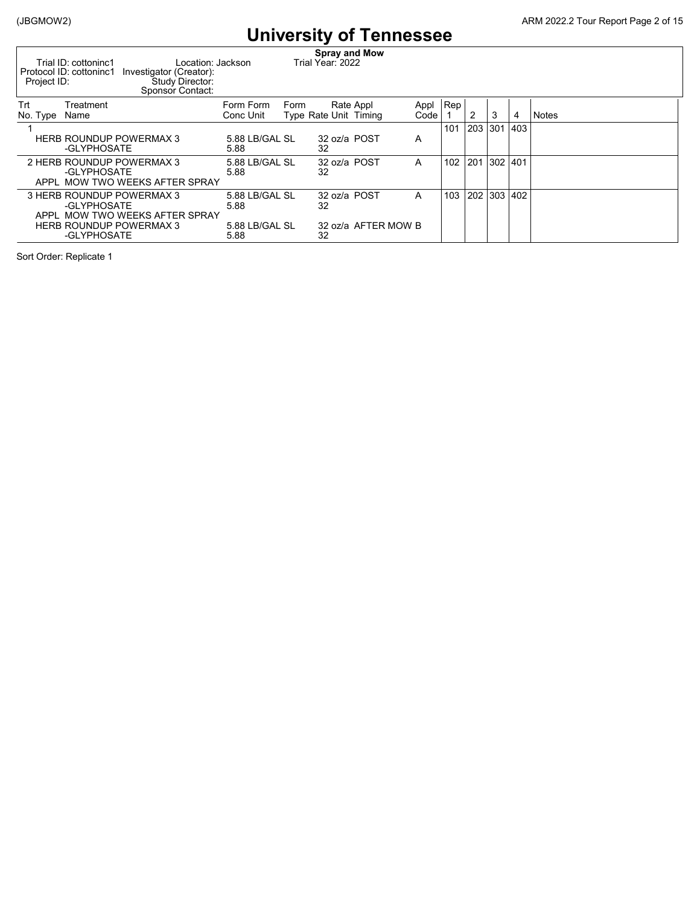# University of Tennessee

**Spray and Mow**

| | | |
|---|---|---|
| Trial ID: cottoninc1 | Location: Jackson | Trial Year: 2022 |
| Protocol ID: cottoninc1 | Investigator (Creator): | |
| Project ID: | Study Director: | |
| | Sponsor Contact: | |

| Trt No. | Type | Treatment Name | Form Conc | Form Unit | Form Type | Rate | Rate Unit | Appl Timing | Appl Code | Rep 1 | 2 | 3 | 4 | Notes |
|---|---|---|---|---|---|---|---|---|---|---|---|---|---|---|
| 1 | | | | | | | | | | 101 | 203 | 301 | 403 | |
| | HERB | ROUNDUP POWERMAX 3 -GLYPHOSATE | 5.88 5.88 | LB/GAL | SL | 32 32 | oz/a | POST | A | | | | | |
| 2 | HERB | ROUNDUP POWERMAX 3 -GLYPHOSATE | 5.88 5.88 | LB/GAL | SL | 32 32 | oz/a | POST | A | 102 | 201 | 302 | 401 | |
| | APPL | MOW TWO WEEKS AFTER SPRAY | | | | | | | | | | | | |
| 3 | HERB | ROUNDUP POWERMAX 3 -GLYPHOSATE | 5.88 5.88 | LB/GAL | SL | 32 32 | oz/a | POST | A | 103 | 202 | 303 | 402 | |
| | APPL | MOW TWO WEEKS AFTER SPRAY | | | | | | | | | | | | |
| | HERB | ROUNDUP POWERMAX 3 -GLYPHOSATE | 5.88 5.88 | LB/GAL | SL | 32 32 | oz/a | AFTER MOW | B | | | | | |

Sort Order: Replicate 1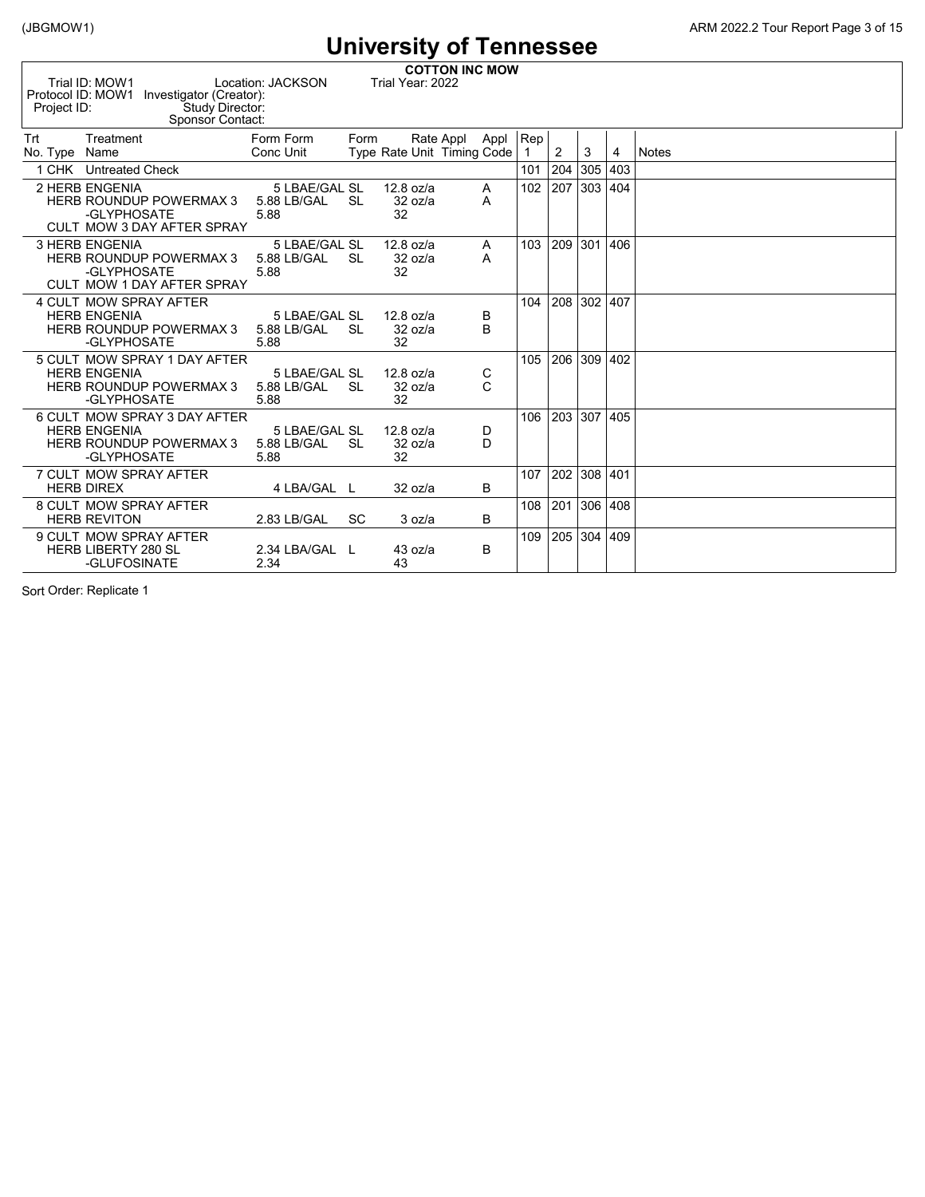# University of Tennessee

**COTTON INC MOW**

Trial ID: MOW1 Location: JACKSON Trial Year: 2022
Protocol ID: MOW1 Investigator (Creator):
Project ID: Study Director:
Sponsor Contact:

| Trt No. | Type | Treatment Name | Form Conc | Form Unit | Form Type | Rate | Rate Unit | Appl Timing | Appl Code | Rep 1 | 2 | 3 | 4 | Notes |
|---|---|---|---|---|---|---|---|---|---|---|---|---|---|---|
| 1 | CHK | Untreated Check | | | | | | | | 101 | 204 | 305 | 403 | |
| 2 | HERB | ENGENIA | 5 | LBAE/GAL | SL | 12.8 | oz/a | | A | 102 | 207 | 303 | 404 | |
| | HERB | ROUNDUP POWERMAX 3 -GLYPHOSATE | 5.88 5.88 | LB/GAL | SL | 32 32 | oz/a | | A | | | | | |
| | CULT | MOW 3 DAY AFTER SPRAY | | | | | | | | | | | | |
| 3 | HERB | ENGENIA | 5 | LBAE/GAL | SL | 12.8 | oz/a | | A | 103 | 209 | 301 | 406 | |
| | HERB | ROUNDUP POWERMAX 3 -GLYPHOSATE | 5.88 5.88 | LB/GAL | SL | 32 32 | oz/a | | A | | | | | |
| | CULT | MOW 1 DAY AFTER SPRAY | | | | | | | | | | | | |
| 4 | CULT | MOW SPRAY AFTER | | | | | | | | 104 | 208 | 302 | 407 | |
| | HERB | ENGENIA | 5 | LBAE/GAL | SL | 12.8 | oz/a | | B | | | | | |
| | HERB | ROUNDUP POWERMAX 3 -GLYPHOSATE | 5.88 5.88 | LB/GAL | SL | 32 32 | oz/a | | B | | | | | |
| 5 | CULT | MOW SPRAY 1 DAY AFTER | | | | | | | | 105 | 206 | 309 | 402 | |
| | HERB | ENGENIA | 5 | LBAE/GAL | SL | 12.8 | oz/a | | C | | | | | |
| | HERB | ROUNDUP POWERMAX 3 -GLYPHOSATE | 5.88 5.88 | LB/GAL | SL | 32 32 | oz/a | | C | | | | | |
| 6 | CULT | MOW SPRAY 3 DAY AFTER | | | | | | | | 106 | 203 | 307 | 405 | |
| | HERB | ENGENIA | 5 | LBAE/GAL | SL | 12.8 | oz/a | | D | | | | | |
| | HERB | ROUNDUP POWERMAX 3 -GLYPHOSATE | 5.88 5.88 | LB/GAL | SL | 32 32 | oz/a | | D | | | | | |
| 7 | CULT | MOW SPRAY AFTER | | | | | | | | 107 | 202 | 308 | 401 | |
| | HERB | DIREX | 4 | LBA/GAL | L | 32 | oz/a | | B | | | | | |
| 8 | CULT | MOW SPRAY AFTER | | | | | | | | 108 | 201 | 306 | 408 | |
| | HERB | REVITON | 2.83 | LB/GAL | SC | 3 | oz/a | | B | | | | | |
| 9 | CULT | MOW SPRAY AFTER | | | | | | | | 109 | 205 | 304 | 409 | |
| | HERB | LIBERTY 280 SL -GLUFOSINATE | 2.34 2.34 | LBA/GAL | L | 43 43 | oz/a | | B | | | | | |

Sort Order: Replicate 1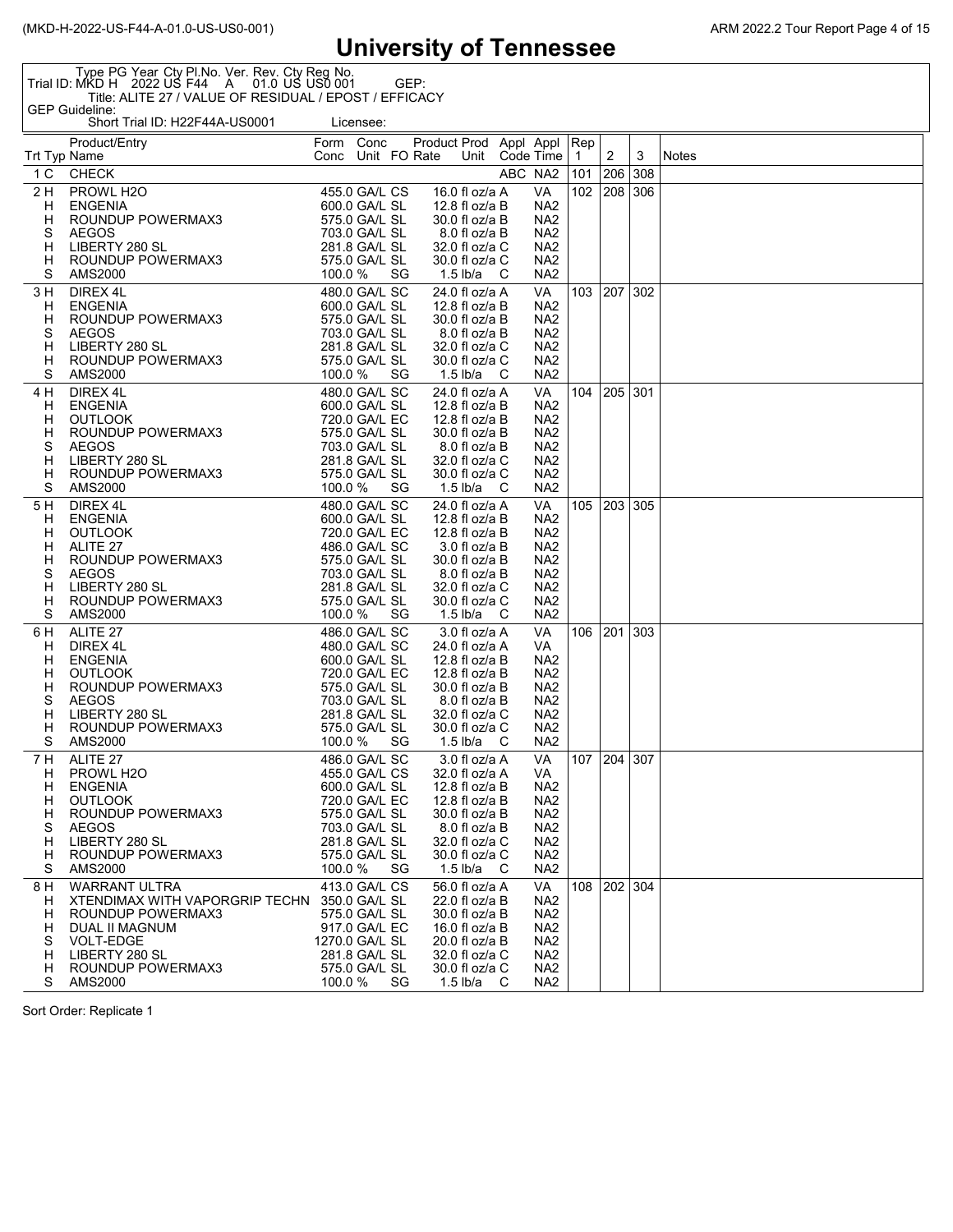# University of Tennessee

Type PG Year Cty Pl.No. Ver. Rev. Cty Reg No.
Trial ID: MKD H 2022 US F44 A 01.0 US US0 001 GEP:
Title: ALITE 27 / VALUE OF RESIDUAL / EPOST / EFFICACY
GEP Guideline:
Short Trial ID: H22F44A-US0001 Licensee:

| Trt | Typ | Product/Entry Name | Form Conc | Conc Unit | Form | Product Rate | Prod Unit | Appl Code | Appl Time | Rep 1 | 2 | 3 | Notes |
|---|---|---|---|---|---|---|---|---|---|---|---|---|---|
| 1 | C | CHECK | | | | | | ABC | NA2 | 101 | 206 | 308 | |
| 2 | H | PROWL H2O | 455.0 | GA/L | CS | 16.0 | fl oz/a | A | VA | 102 | 208 | 306 | |
| | H | ENGENIA | 600.0 | GA/L | SL | 12.8 | fl oz/a | B | NA2 | | | | |
| | H | ROUNDUP POWERMAX3 | 575.0 | GA/L | SL | 30.0 | fl oz/a | B | NA2 | | | | |
| | S | AEGOS | 703.0 | GA/L | SL | 8.0 | fl oz/a | B | NA2 | | | | |
| | H | LIBERTY 280 SL | 281.8 | GA/L | SL | 32.0 | fl oz/a | C | NA2 | | | | |
| | H | ROUNDUP POWERMAX3 | 575.0 | GA/L | SL | 30.0 | fl oz/a | C | NA2 | | | | |
| | S | AMS2000 | 100.0 | % | SG | 1.5 | lb/a | C | NA2 | | | | |
| 3 | H | DIREX 4L | 480.0 | GA/L | SC | 24.0 | fl oz/a | A | VA | 103 | 207 | 302 | |
| | H | ENGENIA | 600.0 | GA/L | SL | 12.8 | fl oz/a | B | NA2 | | | | |
| | H | ROUNDUP POWERMAX3 | 575.0 | GA/L | SL | 30.0 | fl oz/a | B | NA2 | | | | |
| | S | AEGOS | 703.0 | GA/L | SL | 8.0 | fl oz/a | B | NA2 | | | | |
| | H | LIBERTY 280 SL | 281.8 | GA/L | SL | 32.0 | fl oz/a | C | NA2 | | | | |
| | H | ROUNDUP POWERMAX3 | 575.0 | GA/L | SL | 30.0 | fl oz/a | C | NA2 | | | | |
| | S | AMS2000 | 100.0 | % | SG | 1.5 | lb/a | C | NA2 | | | | |
| 4 | H | DIREX 4L | 480.0 | GA/L | SC | 24.0 | fl oz/a | A | VA | 104 | 205 | 301 | |
| | H | ENGENIA | 600.0 | GA/L | SL | 12.8 | fl oz/a | B | NA2 | | | | |
| | H | OUTLOOK | 720.0 | GA/L | EC | 12.8 | fl oz/a | B | NA2 | | | | |
| | H | ROUNDUP POWERMAX3 | 575.0 | GA/L | SL | 30.0 | fl oz/a | B | NA2 | | | | |
| | S | AEGOS | 703.0 | GA/L | SL | 8.0 | fl oz/a | B | NA2 | | | | |
| | H | LIBERTY 280 SL | 281.8 | GA/L | SL | 32.0 | fl oz/a | C | NA2 | | | | |
| | H | ROUNDUP POWERMAX3 | 575.0 | GA/L | SL | 30.0 | fl oz/a | C | NA2 | | | | |
| | S | AMS2000 | 100.0 | % | SG | 1.5 | lb/a | C | NA2 | | | | |
| 5 | H | DIREX 4L | 480.0 | GA/L | SC | 24.0 | fl oz/a | A | VA | 105 | 203 | 305 | |
| | H | ENGENIA | 600.0 | GA/L | SL | 12.8 | fl oz/a | B | NA2 | | | | |
| | H | OUTLOOK | 720.0 | GA/L | EC | 12.8 | fl oz/a | B | NA2 | | | | |
| | H | ALITE 27 | 486.0 | GA/L | SC | 3.0 | fl oz/a | B | NA2 | | | | |
| | H | ROUNDUP POWERMAX3 | 575.0 | GA/L | SL | 30.0 | fl oz/a | B | NA2 | | | | |
| | S | AEGOS | 703.0 | GA/L | SL | 8.0 | fl oz/a | B | NA2 | | | | |
| | H | LIBERTY 280 SL | 281.8 | GA/L | SL | 32.0 | fl oz/a | C | NA2 | | | | |
| | H | ROUNDUP POWERMAX3 | 575.0 | GA/L | SL | 30.0 | fl oz/a | C | NA2 | | | | |
| | S | AMS2000 | 100.0 | % | SG | 1.5 | lb/a | C | NA2 | | | | |
| 6 | H | ALITE 27 | 486.0 | GA/L | SC | 3.0 | fl oz/a | A | VA | 106 | 201 | 303 | |
| | H | DIREX 4L | 480.0 | GA/L | SC | 24.0 | fl oz/a | A | VA | | | | |
| | H | ENGENIA | 600.0 | GA/L | SL | 12.8 | fl oz/a | B | NA2 | | | | |
| | H | OUTLOOK | 720.0 | GA/L | EC | 12.8 | fl oz/a | B | NA2 | | | | |
| | H | ROUNDUP POWERMAX3 | 575.0 | GA/L | SL | 30.0 | fl oz/a | B | NA2 | | | | |
| | S | AEGOS | 703.0 | GA/L | SL | 8.0 | fl oz/a | B | NA2 | | | | |
| | H | LIBERTY 280 SL | 281.8 | GA/L | SL | 32.0 | fl oz/a | C | NA2 | | | | |
| | H | ROUNDUP POWERMAX3 | 575.0 | GA/L | SL | 30.0 | fl oz/a | C | NA2 | | | | |
| | S | AMS2000 | 100.0 | % | SG | 1.5 | lb/a | C | NA2 | | | | |
| 7 | H | ALITE 27 | 486.0 | GA/L | SC | 3.0 | fl oz/a | A | VA | 107 | 204 | 307 | |
| | H | PROWL H2O | 455.0 | GA/L | CS | 32.0 | fl oz/a | A | VA | | | | |
| | H | ENGENIA | 600.0 | GA/L | SL | 12.8 | fl oz/a | B | NA2 | | | | |
| | H | OUTLOOK | 720.0 | GA/L | EC | 12.8 | fl oz/a | B | NA2 | | | | |
| | H | ROUNDUP POWERMAX3 | 575.0 | GA/L | SL | 30.0 | fl oz/a | B | NA2 | | | | |
| | S | AEGOS | 703.0 | GA/L | SL | 8.0 | fl oz/a | B | NA2 | | | | |
| | H | LIBERTY 280 SL | 281.8 | GA/L | SL | 32.0 | fl oz/a | C | NA2 | | | | |
| | H | ROUNDUP POWERMAX3 | 575.0 | GA/L | SL | 30.0 | fl oz/a | C | NA2 | | | | |
| | S | AMS2000 | 100.0 | % | SG | 1.5 | lb/a | C | NA2 | | | | |
| 8 | H | WARRANT ULTRA | 413.0 | GA/L | CS | 56.0 | fl oz/a | A | VA | 108 | 202 | 304 | |
| | H | XTENDIMAX WITH VAPORGRIP TECHN | 350.0 | GA/L | SL | 22.0 | fl oz/a | B | NA2 | | | | |
| | H | ROUNDUP POWERMAX3 | 575.0 | GA/L | SL | 30.0 | fl oz/a | B | NA2 | | | | |
| | H | DUAL II MAGNUM | 917.0 | GA/L | EC | 16.0 | fl oz/a | B | NA2 | | | | |
| | S | VOLT-EDGE | 1270.0 | GA/L | SL | 20.0 | fl oz/a | B | NA2 | | | | |
| | H | LIBERTY 280 SL | 281.8 | GA/L | SL | 32.0 | fl oz/a | C | NA2 | | | | |
| | H | ROUNDUP POWERMAX3 | 575.0 | GA/L | SL | 30.0 | fl oz/a | C | NA2 | | | | |
| | S | AMS2000 | 100.0 | % | SG | 1.5 | lb/a | C | NA2 | | | | |

Sort Order: Replicate 1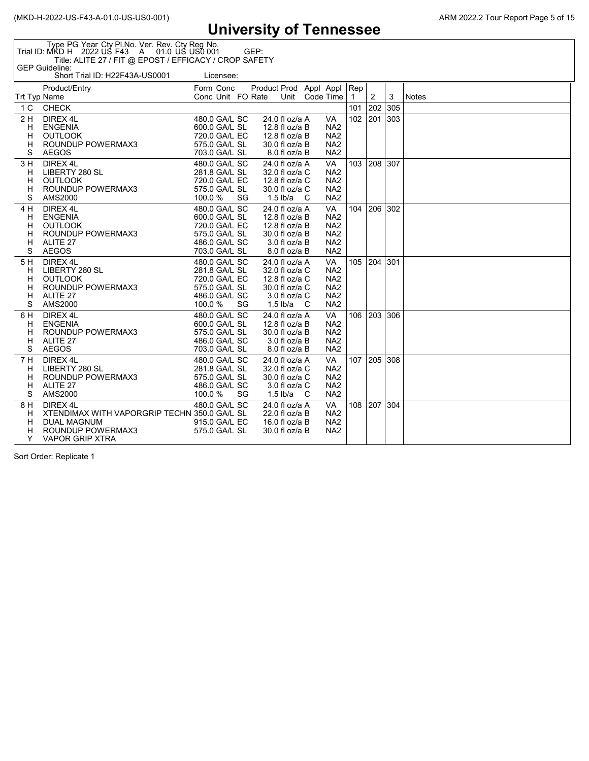// University of Tennessee

Type PG Year Cty Pl.No. Ver. Rev. Cty Reg No.
Trial ID: MKD H 2022 US F43 A 01.0 US US0 001 GEP:
Title: ALITE 27 / FIT @ EPOST / EFFICACY / CROP SAFETY
GEP Guideline:
Short Trial ID: H22F43A-US0001 Licensee:

| Trt | Typ | Product/Entry Name | Form Conc | Conc Unit | Form Type | Product Rate | Prod Unit | Appl Code | Appl Time | Rep 1 | 2 | 3 | Notes |
|---|---|---|---|---|---|---|---|---|---|---|---|---|---|
| 1 | C | CHECK | | | | | | | | 101 | 202 | 305 | |
| 2 | H | DIREX 4L | 480.0 | GA/L | SC | 24.0 | fl oz/a | A | VA | 102 | 201 | 303 | |
| | H | ENGENIA | 600.0 | GA/L | SL | 12.8 | fl oz/a | B | NA2 | | | | |
| | H | OUTLOOK | 720.0 | GA/L | EC | 12.8 | fl oz/a | B | NA2 | | | | |
| | H | ROUNDUP POWERMAX3 | 575.0 | GA/L | SL | 30.0 | fl oz/a | B | NA2 | | | | |
| | S | AEGOS | 703.0 | GA/L | SL | 8.0 | fl oz/a | B | NA2 | | | | |
| 3 | H | DIREX 4L | 480.0 | GA/L | SC | 24.0 | fl oz/a | A | VA | 103 | 208 | 307 | |
| | H | LIBERTY 280 SL | 281.8 | GA/L | SL | 32.0 | fl oz/a | C | NA2 | | | | |
| | H | OUTLOOK | 720.0 | GA/L | EC | 12.8 | fl oz/a | C | NA2 | | | | |
| | H | ROUNDUP POWERMAX3 | 575.0 | GA/L | SL | 30.0 | fl oz/a | C | NA2 | | | | |
| | S | AMS2000 | 100.0 | % | SG | 1.5 | lb/a | C | NA2 | | | | |
| 4 | H | DIREX 4L | 480.0 | GA/L | SC | 24.0 | fl oz/a | A | VA | 104 | 206 | 302 | |
| | H | ENGENIA | 600.0 | GA/L | SL | 12.8 | fl oz/a | B | NA2 | | | | |
| | H | OUTLOOK | 720.0 | GA/L | EC | 12.8 | fl oz/a | B | NA2 | | | | |
| | H | ROUNDUP POWERMAX3 | 575.0 | GA/L | SL | 30.0 | fl oz/a | B | NA2 | | | | |
| | H | ALITE 27 | 486.0 | GA/L | SC | 3.0 | fl oz/a | B | NA2 | | | | |
| | S | AEGOS | 703.0 | GA/L | SL | 8.0 | fl oz/a | B | NA2 | | | | |
| 5 | H | DIREX 4L | 480.0 | GA/L | SC | 24.0 | fl oz/a | A | VA | 105 | 204 | 301 | |
| | H | LIBERTY 280 SL | 281.8 | GA/L | SL | 32.0 | fl oz/a | C | NA2 | | | | |
| | H | OUTLOOK | 720.0 | GA/L | EC | 12.8 | fl oz/a | C | NA2 | | | | |
| | H | ROUNDUP POWERMAX3 | 575.0 | GA/L | SL | 30.0 | fl oz/a | C | NA2 | | | | |
| | H | ALITE 27 | 486.0 | GA/L | SC | 3.0 | fl oz/a | C | NA2 | | | | |
| | S | AMS2000 | 100.0 | % | SG | 1.5 | lb/a | C | NA2 | | | | |
| 6 | H | DIREX 4L | 480.0 | GA/L | SC | 24.0 | fl oz/a | A | VA | 106 | 203 | 306 | |
| | H | ENGENIA | 600.0 | GA/L | SL | 12.8 | fl oz/a | B | NA2 | | | | |
| | H | ROUNDUP POWERMAX3 | 575.0 | GA/L | SL | 30.0 | fl oz/a | B | NA2 | | | | |
| | H | ALITE 27 | 486.0 | GA/L | SC | 3.0 | fl oz/a | B | NA2 | | | | |
| | S | AEGOS | 703.0 | GA/L | SL | 8.0 | fl oz/a | B | NA2 | | | | |
| 7 | H | DIREX 4L | 480.0 | GA/L | SC | 24.0 | fl oz/a | A | VA | 107 | 205 | 308 | |
| | H | LIBERTY 280 SL | 281.8 | GA/L | SL | 32.0 | fl oz/a | C | NA2 | | | | |
| | H | ROUNDUP POWERMAX3 | 575.0 | GA/L | SL | 30.0 | fl oz/a | C | NA2 | | | | |
| | H | ALITE 27 | 486.0 | GA/L | SC | 3.0 | fl oz/a | C | NA2 | | | | |
| | S | AMS2000 | 100.0 | % | SG | 1.5 | lb/a | C | NA2 | | | | |
| 8 | H | DIREX 4L | 480.0 | GA/L | SC | 24.0 | fl oz/a | A | VA | 108 | 207 | 304 | |
| | H | XTENDIMAX WITH VAPORGRIP TECHN | 350.0 | GA/L | SL | 22.0 | fl oz/a | B | NA2 | | | | |
| | H | DUAL MAGNUM | 915.0 | GA/L | EC | 16.0 | fl oz/a | B | NA2 | | | | |
| | H | ROUNDUP POWERMAX3 | 575.0 | GA/L | SL | 30.0 | fl oz/a | B | NA2 | | | | |
| | Y | VAPOR GRIP XTRA | | | | | | | | | | | |

Sort Order: Replicate 1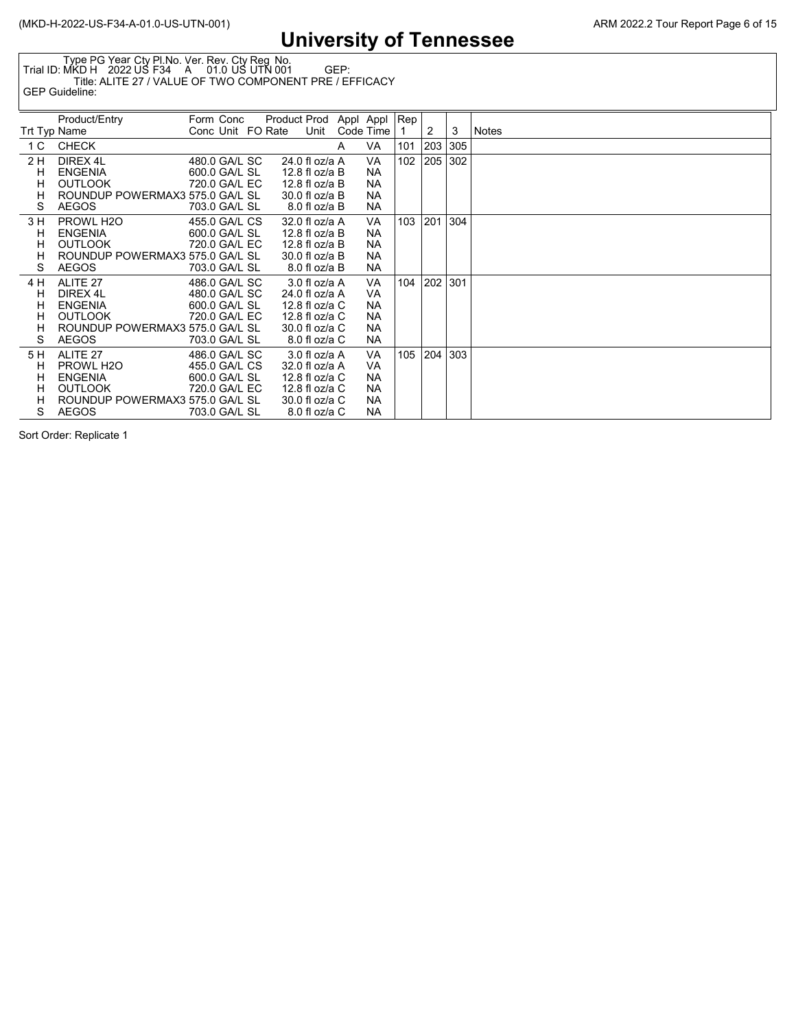# University of Tennessee

Type PG Year Cty Pl.No. Ver. Rev. Cty Reg No.
Trial ID: MKD H 2022 US F34 A 01.0 US UTN 001 GEP:
Title: ALITE 27 / VALUE OF TWO COMPONENT PRE / EFFICACY
GEP Guideline:

| Trt | Typ | Product/Entry Name | Form Conc | Conc Unit | Form | Product Rate | Prod Unit | Appl Code | Appl Time | Rep 1 | 2 | 3 | Notes |
|---|---|---|---|---|---|---|---|---|---|---|---|---|---|
| 1 | C | CHECK | | | | | | A | VA | 101 | 203 | 305 | |
| 2 | H | DIREX 4L | 480.0 | GA/L | SC | 24.0 | fl oz/a | A | VA | 102 | 205 | 302 | |
| | H | ENGENIA | 600.0 | GA/L | SL | 12.8 | fl oz/a | B | NA | | | | |
| | H | OUTLOOK | 720.0 | GA/L | EC | 12.8 | fl oz/a | B | NA | | | | |
| | H | ROUNDUP POWERMAX3 | 575.0 | GA/L | SL | 30.0 | fl oz/a | B | NA | | | | |
| | S | AEGOS | 703.0 | GA/L | SL | 8.0 | fl oz/a | B | NA | | | | |
| 3 | H | PROWL H2O | 455.0 | GA/L | CS | 32.0 | fl oz/a | A | VA | 103 | 201 | 304 | |
| | H | ENGENIA | 600.0 | GA/L | SL | 12.8 | fl oz/a | B | NA | | | | |
| | H | OUTLOOK | 720.0 | GA/L | EC | 12.8 | fl oz/a | B | NA | | | | |
| | H | ROUNDUP POWERMAX3 | 575.0 | GA/L | SL | 30.0 | fl oz/a | B | NA | | | | |
| | S | AEGOS | 703.0 | GA/L | SL | 8.0 | fl oz/a | B | NA | | | | |
| 4 | H | ALITE 27 | 486.0 | GA/L | SC | 3.0 | fl oz/a | A | VA | 104 | 202 | 301 | |
| | H | DIREX 4L | 480.0 | GA/L | SC | 24.0 | fl oz/a | A | VA | | | | |
| | H | ENGENIA | 600.0 | GA/L | SL | 12.8 | fl oz/a | C | NA | | | | |
| | H | OUTLOOK | 720.0 | GA/L | EC | 12.8 | fl oz/a | C | NA | | | | |
| | H | ROUNDUP POWERMAX3 | 575.0 | GA/L | SL | 30.0 | fl oz/a | C | NA | | | | |
| | S | AEGOS | 703.0 | GA/L | SL | 8.0 | fl oz/a | C | NA | | | | |
| 5 | H | ALITE 27 | 486.0 | GA/L | SC | 3.0 | fl oz/a | A | VA | 105 | 204 | 303 | |
| | H | PROWL H2O | 455.0 | GA/L | CS | 32.0 | fl oz/a | A | VA | | | | |
| | H | ENGENIA | 600.0 | GA/L | SL | 12.8 | fl oz/a | C | NA | | | | |
| | H | OUTLOOK | 720.0 | GA/L | EC | 12.8 | fl oz/a | C | NA | | | | |
| | H | ROUNDUP POWERMAX3 | 575.0 | GA/L | SL | 30.0 | fl oz/a | C | NA | | | | |
| | S | AEGOS | 703.0 | GA/L | SL | 8.0 | fl oz/a | C | NA | | | | |

Sort Order: Replicate 1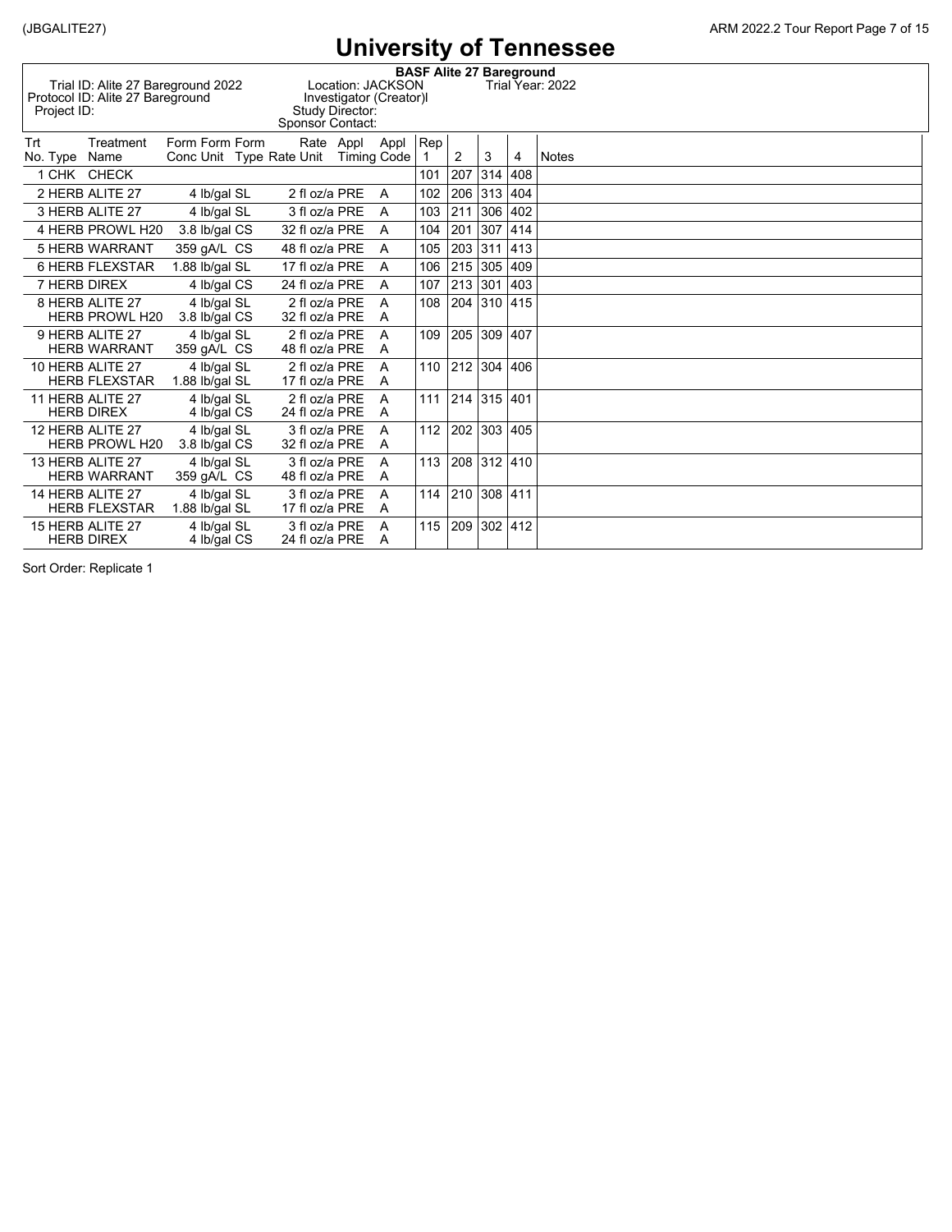# University of Tennessee

**BASF Alite 27 Bareground**

Trial ID: Alite 27 Bareground 2022
Protocol ID: Alite 27 Bareground
Project ID:

Location: JACKSON
Investigator (Creator)l
Study Director:
Sponsor Contact:

Trial Year: 2022

| Trt No. | Type | Treatment Name | Form Conc | Form Unit | Form Type | Rate | Rate Unit | Appl Timing | Appl Code | Rep 1 | 2 | 3 | 4 | Notes |
|---|---|---|---|---|---|---|---|---|---|---|---|---|---|---|
| 1 | CHK | CHECK | | | | | | | | 101 | 207 | 314 | 408 | |
| 2 | HERB | ALITE 27 | 4 | lb/gal | SL | 2 | fl oz/a | PRE | A | 102 | 206 | 313 | 404 | |
| 3 | HERB | ALITE 27 | 4 | lb/gal | SL | 3 | fl oz/a | PRE | A | 103 | 211 | 306 | 402 | |
| 4 | HERB | PROWL H20 | 3.8 | lb/gal | CS | 32 | fl oz/a | PRE | A | 104 | 201 | 307 | 414 | |
| 5 | HERB | WARRANT | 359 | gA/L | CS | 48 | fl oz/a | PRE | A | 105 | 203 | 311 | 413 | |
| 6 | HERB | FLEXSTAR | 1.88 | lb/gal | SL | 17 | fl oz/a | PRE | A | 106 | 215 | 305 | 409 | |
| 7 | HERB | DIREX | 4 | lb/gal | CS | 24 | fl oz/a | PRE | A | 107 | 213 | 301 | 403 | |
| 8 | HERB | ALITE 27 | 4 | lb/gal | SL | 2 | fl oz/a | PRE | A | 108 | 204 | 310 | 415 | |
| | HERB | PROWL H20 | 3.8 | lb/gal | CS | 32 | fl oz/a | PRE | A | | | | | |
| 9 | HERB | ALITE 27 | 4 | lb/gal | SL | 2 | fl oz/a | PRE | A | 109 | 205 | 309 | 407 | |
| | HERB | WARRANT | 359 | gA/L | CS | 48 | fl oz/a | PRE | A | | | | | |
| 10 | HERB | ALITE 27 | 4 | lb/gal | SL | 2 | fl oz/a | PRE | A | 110 | 212 | 304 | 406 | |
| | HERB | FLEXSTAR | 1.88 | lb/gal | SL | 17 | fl oz/a | PRE | A | | | | | |
| 11 | HERB | ALITE 27 | 4 | lb/gal | SL | 2 | fl oz/a | PRE | A | 111 | 214 | 315 | 401 | |
| | HERB | DIREX | 4 | lb/gal | CS | 24 | fl oz/a | PRE | A | | | | | |
| 12 | HERB | ALITE 27 | 4 | lb/gal | SL | 3 | fl oz/a | PRE | A | 112 | 202 | 303 | 405 | |
| | HERB | PROWL H20 | 3.8 | lb/gal | CS | 32 | fl oz/a | PRE | A | | | | | |
| 13 | HERB | ALITE 27 | 4 | lb/gal | SL | 3 | fl oz/a | PRE | A | 113 | 208 | 312 | 410 | |
| | HERB | WARRANT | 359 | gA/L | CS | 48 | fl oz/a | PRE | A | | | | | |
| 14 | HERB | ALITE 27 | 4 | lb/gal | SL | 3 | fl oz/a | PRE | A | 114 | 210 | 308 | 411 | |
| | HERB | FLEXSTAR | 1.88 | lb/gal | SL | 17 | fl oz/a | PRE | A | | | | | |
| 15 | HERB | ALITE 27 | 4 | lb/gal | SL | 3 | fl oz/a | PRE | A | 115 | 209 | 302 | 412 | |
| | HERB | DIREX | 4 | lb/gal | CS | 24 | fl oz/a | PRE | A | | | | | |

Sort Order: Replicate 1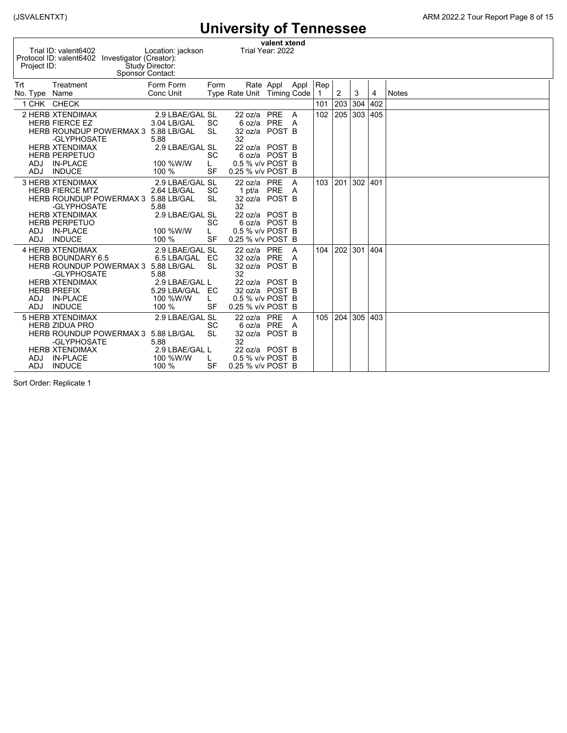# University of Tennessee

**valent xtend**

Trial ID: valent6402 Location: jackson Trial Year: 2022
Protocol ID: valent6402 Investigator (Creator):
Project ID: Study Director:
Sponsor Contact:

| Trt No. | Type | Treatment Name | Form Conc | Form Unit | Form Type | Rate | Rate Unit | Appl Timing | Appl Code | Rep 1 | 2 | 3 | 4 | Notes |
|---|---|---|---|---|---|---|---|---|---|---|---|---|---|---|
| 1 | CHK | CHECK | | | | | | | | 101 | 203 | 304 | 402 | |
| 2 | HERB | XTENDIMAX | 2.9 | LBAE/GAL | SL | 22 | oz/a | PRE | A | 102 | 205 | 303 | 405 | |
| | HERB | FIERCE EZ | 3.04 | LB/GAL | SC | 6 | oz/a | PRE | A | | | | | |
| | HERB | ROUNDUP POWERMAX 3 -GLYPHOSATE | 5.88 5.88 | LB/GAL | SL | 32 32 | oz/a | POST | B | | | | | |
| | HERB | XTENDIMAX | 2.9 | LBAE/GAL | SL | 22 | oz/a | POST | B | | | | | |
| | HERB | PERPETUO | | | SC | 6 | oz/a | POST | B | | | | | |
| | ADJ | IN-PLACE | 100 | %W/W | L | 0.5 | % v/v | POST | B | | | | | |
| | ADJ | INDUCE | 100 | % | SF | 0.25 | % v/v | POST | B | | | | | |
| 3 | HERB | XTENDIMAX | 2.9 | LBAE/GAL | SL | 22 | oz/a | PRE | A | 103 | 201 | 302 | 401 | |
| | HERB | FIERCE MTZ | 2.64 | LB/GAL | SC | 1 | pt/a | PRE | A | | | | | |
| | HERB | ROUNDUP POWERMAX 3 -GLYPHOSATE | 5.88 5.88 | LB/GAL | SL | 32 32 | oz/a | POST | B | | | | | |
| | HERB | XTENDIMAX | 2.9 | LBAE/GAL | SL | 22 | oz/a | POST | B | | | | | |
| | HERB | PERPETUO | | | SC | 6 | oz/a | POST | B | | | | | |
| | ADJ | IN-PLACE | 100 | %W/W | L | 0.5 | % v/v | POST | B | | | | | |
| | ADJ | INDUCE | 100 | % | SF | 0.25 | % v/v | POST | B | | | | | |
| 4 | HERB | XTENDIMAX | 2.9 | LBAE/GAL | SL | 22 | oz/a | PRE | A | 104 | 202 | 301 | 404 | |
| | HERB | BOUNDARY 6.5 | 6.5 | LBA/GAL | EC | 32 | oz/a | PRE | A | | | | | |
| | HERB | ROUNDUP POWERMAX 3 -GLYPHOSATE | 5.88 5.88 | LB/GAL | SL | 32 32 | oz/a | POST | B | | | | | |
| | HERB | XTENDIMAX | 2.9 | LBAE/GAL | L | 22 | oz/a | POST | B | | | | | |
| | HERB | PREFIX | 5.29 | LBA/GAL | EC | 32 | oz/a | POST | B | | | | | |
| | ADJ | IN-PLACE | 100 | %W/W | L | 0.5 | % v/v | POST | B | | | | | |
| | ADJ | INDUCE | 100 | % | SF | 0.25 | % v/v | POST | B | | | | | |
| 5 | HERB | XTENDIMAX | 2.9 | LBAE/GAL | SL | 22 | oz/a | PRE | A | 105 | 204 | 305 | 403 | |
| | HERB | ZIDUA PRO | | | SC | 6 | oz/a | PRE | A | | | | | |
| | HERB | ROUNDUP POWERMAX 3 -GLYPHOSATE | 5.88 5.88 | LB/GAL | SL | 32 32 | oz/a | POST | B | | | | | |
| | HERB | XTENDIMAX | 2.9 | LBAE/GAL | L | 22 | oz/a | POST | B | | | | | |
| | ADJ | IN-PLACE | 100 | %W/W | L | 0.5 | % v/v | POST | B | | | | | |
| | ADJ | INDUCE | 100 | % | SF | 0.25 | % v/v | POST | B | | | | | |

Sort Order: Replicate 1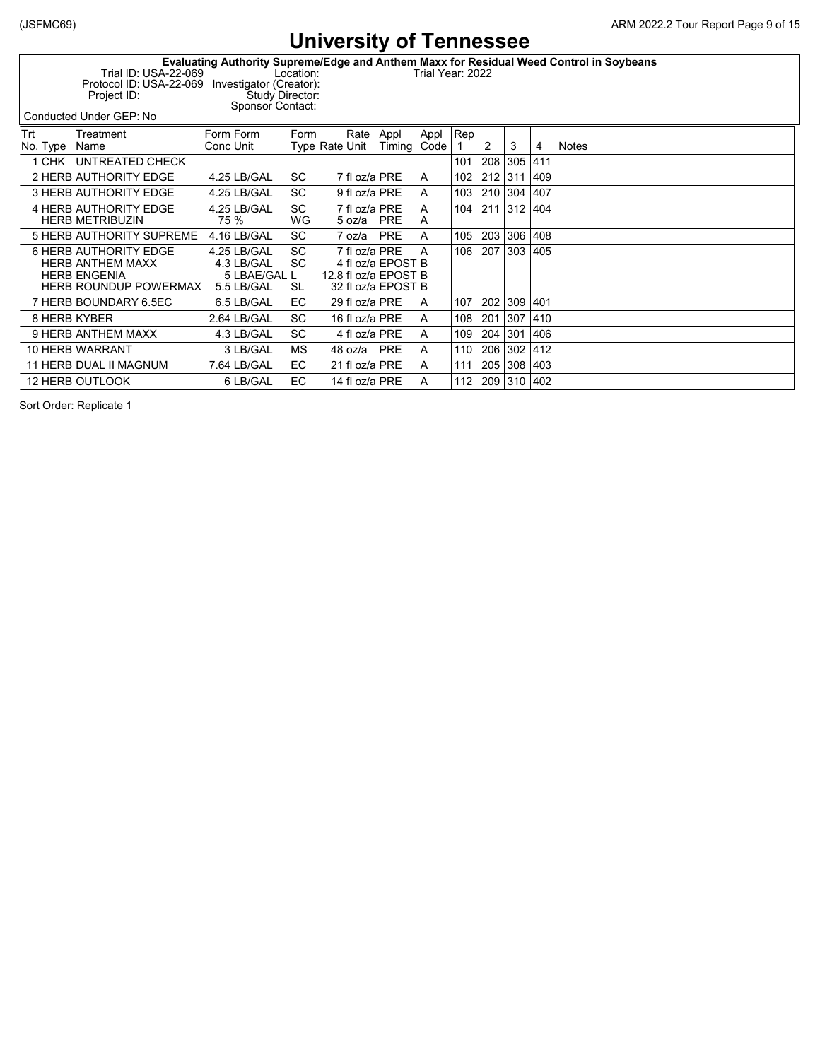# University of Tennessee

**Evaluating Authority Supreme/Edge and Anthem Maxx for Residual Weed Control in Soybeans**

Trial ID: USA-22-069 Location: Trial Year: 2022
Protocol ID: USA-22-069 Investigator (Creator):
Project ID: Study Director:
Sponsor Contact:

Conducted Under GEP: No

| Trt No. | Type | Treatment Name | Form Conc | Form Unit | Form Type | Rate | Rate Unit | Appl Timing | Appl Code | Rep 1 | 2 | 3 | 4 | Notes |
|---|---|---|---|---|---|---|---|---|---|---|---|---|---|---|
| 1 | CHK | UNTREATED CHECK | | | | | | | | 101 | 208 | 305 | 411 | |
| 2 | HERB | AUTHORITY EDGE | 4.25 | LB/GAL | SC | 7 | fl oz/a | PRE | A | 102 | 212 | 311 | 409 | |
| 3 | HERB | AUTHORITY EDGE | 4.25 | LB/GAL | SC | 9 | fl oz/a | PRE | A | 103 | 210 | 304 | 407 | |
| 4 | HERB | AUTHORITY EDGE | 4.25 | LB/GAL | SC | 7 | fl oz/a | PRE | A | 104 | 211 | 312 | 404 | |
| | HERB | METRIBUZIN | 75 | % | WG | 5 | oz/a | PRE | A | | | | | |
| 5 | HERB | AUTHORITY SUPREME | 4.16 | LB/GAL | SC | 7 | oz/a | PRE | A | 105 | 203 | 306 | 408 | |
| 6 | HERB | AUTHORITY EDGE | 4.25 | LB/GAL | SC | 7 | fl oz/a | PRE | A | 106 | 207 | 303 | 405 | |
| | HERB | ANTHEM MAXX | 4.3 | LB/GAL | SC | 4 | fl oz/a | EPOST | B | | | | | |
| | HERB | ENGENIA | 5 | LBAE/GAL | L | 12.8 | fl oz/a | EPOST | B | | | | | |
| | HERB | ROUNDUP POWERMAX | 5.5 | LB/GAL | SL | 32 | fl oz/a | EPOST | B | | | | | |
| 7 | HERB | BOUNDARY 6.5EC | 6.5 | LB/GAL | EC | 29 | fl oz/a | PRE | A | 107 | 202 | 309 | 401 | |
| 8 | HERB | KYBER | 2.64 | LB/GAL | SC | 16 | fl oz/a | PRE | A | 108 | 201 | 307 | 410 | |
| 9 | HERB | ANTHEM MAXX | 4.3 | LB/GAL | SC | 4 | fl oz/a | PRE | A | 109 | 204 | 301 | 406 | |
| 10 | HERB | WARRANT | 3 | LB/GAL | MS | 48 | oz/a | PRE | A | 110 | 206 | 302 | 412 | |
| 11 | HERB | DUAL II MAGNUM | 7.64 | LB/GAL | EC | 21 | fl oz/a | PRE | A | 111 | 205 | 308 | 403 | |
| 12 | HERB | OUTLOOK | 6 | LB/GAL | EC | 14 | fl oz/a | PRE | A | 112 | 209 | 310 | 402 | |

Sort Order: Replicate 1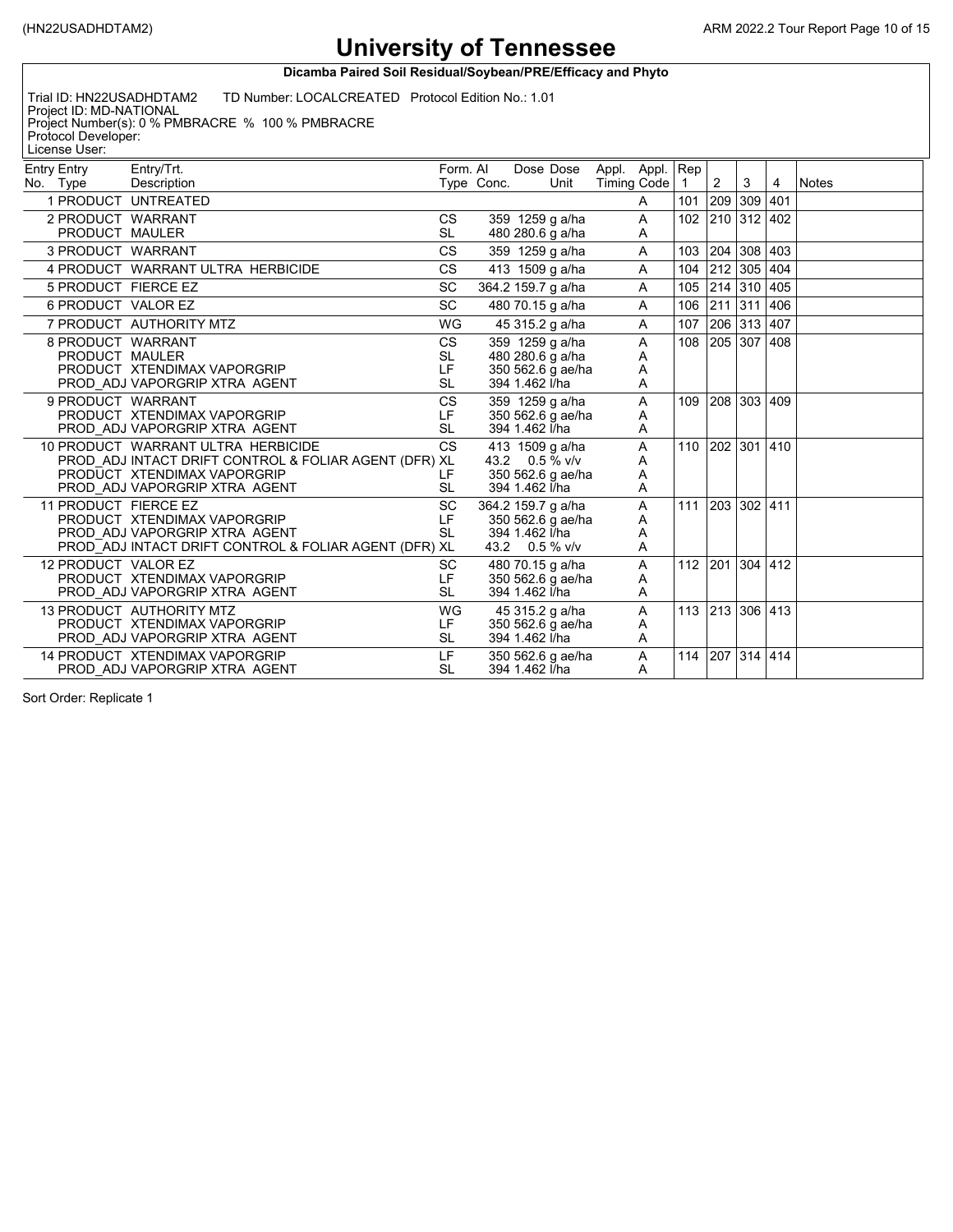# University of Tennessee

**Dicamba Paired Soil Residual/Soybean/PRE/Efficacy and Phyto**

Trial ID: HN22USADHDTAM2 TD Number: LOCALCREATED Protocol Edition No.: 1.01
Project ID: MD-NATIONAL
Project Number(s): 0 % PMBRACRE % 100 % PMBRACRE
Protocol Developer:
License User:

| Entry No. | Entry Type | Entry/Trt. Description | Form. Type | AI Conc. | Dose | Dose Unit | Appl. Timing | Appl. Code | Rep 1 | 2 | 3 | 4 | Notes |
|---|---|---|---|---|---|---|---|---|---|---|---|---|---|
| 1 | PRODUCT | UNTREATED | | | | | | A | 101 | 209 | 309 | 401 | |
| 2 | PRODUCT | WARRANT | CS | 359 | 1259 | g a/ha | | A | 102 | 210 | 312 | 402 | |
| | PRODUCT | MAULER | SL | 480 | 280.6 | g a/ha | | A | | | | | |
| 3 | PRODUCT | WARRANT | CS | 359 | 1259 | g a/ha | | A | 103 | 204 | 308 | 403 | |
| 4 | PRODUCT | WARRANT ULTRA HERBICIDE | CS | 413 | 1509 | g a/ha | | A | 104 | 212 | 305 | 404 | |
| 5 | PRODUCT | FIERCE EZ | SC | 364.2 | 159.7 | g a/ha | | A | 105 | 214 | 310 | 405 | |
| 6 | PRODUCT | VALOR EZ | SC | 480 | 70.15 | g a/ha | | A | 106 | 211 | 311 | 406 | |
| 7 | PRODUCT | AUTHORITY MTZ | WG | 45 | 315.2 | g a/ha | | A | 107 | 206 | 313 | 407 | |
| 8 | PRODUCT | WARRANT | CS | 359 | 1259 | g a/ha | | A | 108 | 205 | 307 | 408 | |
| | PRODUCT | MAULER | SL | 480 | 280.6 | g a/ha | | A | | | | | |
| | PRODUCT | XTENDIMAX VAPORGRIP | LF | 350 | 562.6 | g ae/ha | | A | | | | | |
| | PROD_ADJ | VAPORGRIP XTRA AGENT | SL | 394 | 1.462 | l/ha | | A | | | | | |
| 9 | PRODUCT | WARRANT | CS | 359 | 1259 | g a/ha | | A | 109 | 208 | 303 | 409 | |
| | PRODUCT | XTENDIMAX VAPORGRIP | LF | 350 | 562.6 | g ae/ha | | A | | | | | |
| | PROD_ADJ | VAPORGRIP XTRA AGENT | SL | 394 | 1.462 | l/ha | | A | | | | | |
| 10 | PRODUCT | WARRANT ULTRA HERBICIDE | CS | 413 | 1509 | g a/ha | | A | 110 | 202 | 301 | 410 | |
| | PROD_ADJ | INTACT DRIFT CONTROL & FOLIAR AGENT (DFR) | XL | 43.2 | 0.5 | % v/v | | A | | | | | |
| | PRODUCT | XTENDIMAX VAPORGRIP | LF | 350 | 562.6 | g ae/ha | | A | | | | | |
| | PROD_ADJ | VAPORGRIP XTRA AGENT | SL | 394 | 1.462 | l/ha | | A | | | | | |
| 11 | PRODUCT | FIERCE EZ | SC | 364.2 | 159.7 | g a/ha | | A | 111 | 203 | 302 | 411 | |
| | PRODUCT | XTENDIMAX VAPORGRIP | LF | 350 | 562.6 | g ae/ha | | A | | | | | |
| | PROD_ADJ | VAPORGRIP XTRA AGENT | SL | 394 | 1.462 | l/ha | | A | | | | | |
| | PROD_ADJ | INTACT DRIFT CONTROL & FOLIAR AGENT (DFR) | XL | 43.2 | 0.5 | % v/v | | A | | | | | |
| 12 | PRODUCT | VALOR EZ | SC | 480 | 70.15 | g a/ha | | A | 112 | 201 | 304 | 412 | |
| | PRODUCT | XTENDIMAX VAPORGRIP | LF | 350 | 562.6 | g ae/ha | | A | | | | | |
| | PROD_ADJ | VAPORGRIP XTRA AGENT | SL | 394 | 1.462 | l/ha | | A | | | | | |
| 13 | PRODUCT | AUTHORITY MTZ | WG | 45 | 315.2 | g a/ha | | A | 113 | 213 | 306 | 413 | |
| | PRODUCT | XTENDIMAX VAPORGRIP | LF | 350 | 562.6 | g ae/ha | | A | | | | | |
| | PROD_ADJ | VAPORGRIP XTRA AGENT | SL | 394 | 1.462 | l/ha | | A | | | | | |
| 14 | PRODUCT | XTENDIMAX VAPORGRIP | LF | 350 | 562.6 | g ae/ha | | A | 114 | 207 | 314 | 414 | |
| | PROD_ADJ | VAPORGRIP XTRA AGENT | SL | 394 | 1.462 | l/ha | | A | | | | | |

Sort Order: Replicate 1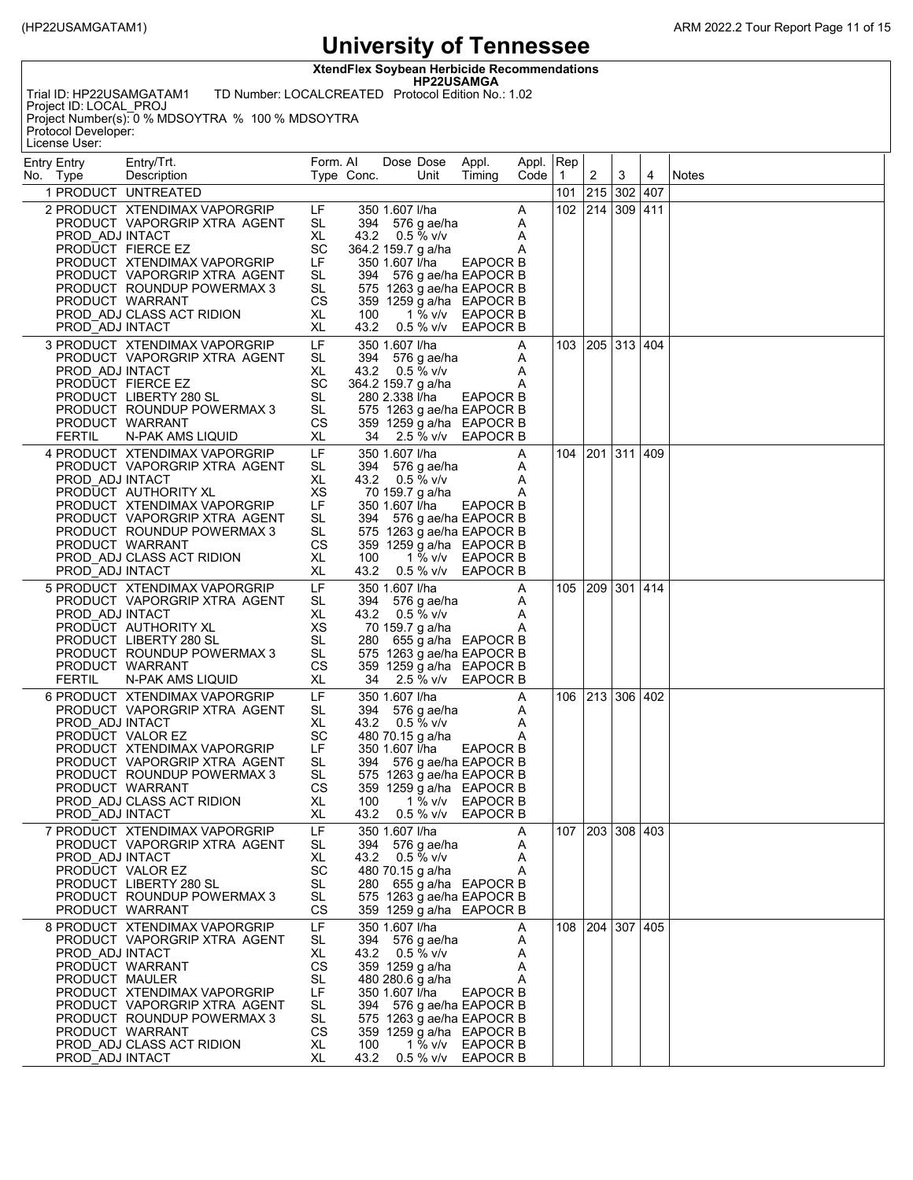# University of Tennessee

**XtendFlex Soybean Herbicide Recommendations**
**HP22USAMGA**

Trial ID: HP22USAMGATAM1 TD Number: LOCALCREATED Protocol Edition No.: 1.02
Project ID: LOCAL_PROJ
Project Number(s): 0 % MDSOYTRA % 100 % MDSOYTRA
Protocol Developer:
License User:

| Entry No. | Entry Type | Entry/Trt. Description | Form. Type | AI Conc. | Dose | Dose Unit | Appl. Timing | Appl. Code | Rep 1 | 2 | 3 | 4 | Notes |
|---|---|---|---|---|---|---|---|---|---|---|---|---|---|
| 1 | PRODUCT | UNTREATED | | | | | | | 101 | 215 | 302 | 407 | |
| 2 | PRODUCT | XTENDIMAX VAPORGRIP | LF | 350 | 1.607 | l/ha | | A | 102 | 214 | 309 | 411 | |
| | PRODUCT | VAPORGRIP XTRA AGENT | SL | 394 | 576 | g ae/ha | | A | | | | | |
| | PROD_ADJ | INTACT | XL | 43.2 | 0.5 | % v/v | | A | | | | | |
| | PRODUCT | FIERCE EZ | SC | 364.2 | 159.7 | g a/ha | | A | | | | | |
| | PRODUCT | XTENDIMAX VAPORGRIP | LF | 350 | 1.607 | l/ha | EAPOCR | B | | | | | |
| | PRODUCT | VAPORGRIP XTRA AGENT | SL | 394 | 576 | g ae/ha | EAPOCR | B | | | | | |
| | PRODUCT | ROUNDUP POWERMAX 3 | SL | 575 | 1263 | g ae/ha | EAPOCR | B | | | | | |
| | PRODUCT | WARRANT | CS | 359 | 1259 | g a/ha | EAPOCR | B | | | | | |
| | PROD_ADJ | CLASS ACT RIDION | XL | 100 | 1 | % v/v | EAPOCR | B | | | | | |
| | PROD_ADJ | INTACT | XL | 43.2 | 0.5 | % v/v | EAPOCR | B | | | | | |
| 3 | PRODUCT | XTENDIMAX VAPORGRIP | LF | 350 | 1.607 | l/ha | | A | 103 | 205 | 313 | 404 | |
| | PRODUCT | VAPORGRIP XTRA AGENT | SL | 394 | 576 | g ae/ha | | A | | | | | |
| | PROD_ADJ | INTACT | XL | 43.2 | 0.5 | % v/v | | A | | | | | |
| | PRODUCT | FIERCE EZ | SC | 364.2 | 159.7 | g a/ha | | A | | | | | |
| | PRODUCT | LIBERTY 280 SL | SL | 280 | 2.338 | l/ha | EAPOCR | B | | | | | |
| | PRODUCT | ROUNDUP POWERMAX 3 | SL | 575 | 1263 | g ae/ha | EAPOCR | B | | | | | |
| | PRODUCT | WARRANT | CS | 359 | 1259 | g a/ha | EAPOCR | B | | | | | |
| | FERTIL | N-PAK AMS LIQUID | XL | 34 | 2.5 | % v/v | EAPOCR | B | | | | | |
| 4 | PRODUCT | XTENDIMAX VAPORGRIP | LF | 350 | 1.607 | l/ha | | A | 104 | 201 | 311 | 409 | |
| | PRODUCT | VAPORGRIP XTRA AGENT | SL | 394 | 576 | g ae/ha | | A | | | | | |
| | PROD_ADJ | INTACT | XL | 43.2 | 0.5 | % v/v | | A | | | | | |
| | PRODUCT | AUTHORITY XL | XS | 70 | 159.7 | g a/ha | | A | | | | | |
| | PRODUCT | XTENDIMAX VAPORGRIP | LF | 350 | 1.607 | l/ha | EAPOCR | B | | | | | |
| | PRODUCT | VAPORGRIP XTRA AGENT | SL | 394 | 576 | g ae/ha | EAPOCR | B | | | | | |
| | PRODUCT | ROUNDUP POWERMAX 3 | SL | 575 | 1263 | g ae/ha | EAPOCR | B | | | | | |
| | PRODUCT | WARRANT | CS | 359 | 1259 | g a/ha | EAPOCR | B | | | | | |
| | PROD_ADJ | CLASS ACT RIDION | XL | 100 | 1 | % v/v | EAPOCR | B | | | | | |
| | PROD_ADJ | INTACT | XL | 43.2 | 0.5 | % v/v | EAPOCR | B | | | | | |
| 5 | PRODUCT | XTENDIMAX VAPORGRIP | LF | 350 | 1.607 | l/ha | | A | 105 | 209 | 301 | 414 | |
| | PRODUCT | VAPORGRIP XTRA AGENT | SL | 394 | 576 | g ae/ha | | A | | | | | |
| | PROD_ADJ | INTACT | XL | 43.2 | 0.5 | % v/v | | A | | | | | |
| | PRODUCT | AUTHORITY XL | XS | 70 | 159.7 | g a/ha | | A | | | | | |
| | PRODUCT | LIBERTY 280 SL | SL | 280 | 655 | g a/ha | EAPOCR | B | | | | | |
| | PRODUCT | ROUNDUP POWERMAX 3 | SL | 575 | 1263 | g ae/ha | EAPOCR | B | | | | | |
| | PRODUCT | WARRANT | CS | 359 | 1259 | g a/ha | EAPOCR | B | | | | | |
| | FERTIL | N-PAK AMS LIQUID | XL | 34 | 2.5 | % v/v | EAPOCR | B | | | | | |
| 6 | PRODUCT | XTENDIMAX VAPORGRIP | LF | 350 | 1.607 | l/ha | | A | 106 | 213 | 306 | 402 | |
| | PRODUCT | VAPORGRIP XTRA AGENT | SL | 394 | 576 | g ae/ha | | A | | | | | |
| | PROD_ADJ | INTACT | XL | 43.2 | 0.5 | % v/v | | A | | | | | |
| | PRODUCT | VALOR EZ | SC | 480 | 70.15 | g a/ha | | A | | | | | |
| | PRODUCT | XTENDIMAX VAPORGRIP | LF | 350 | 1.607 | l/ha | EAPOCR | B | | | | | |
| | PRODUCT | VAPORGRIP XTRA AGENT | SL | 394 | 576 | g ae/ha | EAPOCR | B | | | | | |
| | PRODUCT | ROUNDUP POWERMAX 3 | SL | 575 | 1263 | g ae/ha | EAPOCR | B | | | | | |
| | PRODUCT | WARRANT | CS | 359 | 1259 | g a/ha | EAPOCR | B | | | | | |
| | PROD_ADJ | CLASS ACT RIDION | XL | 100 | 1 | % v/v | EAPOCR | B | | | | | |
| | PROD_ADJ | INTACT | XL | 43.2 | 0.5 | % v/v | EAPOCR | B | | | | | |
| 7 | PRODUCT | XTENDIMAX VAPORGRIP | LF | 350 | 1.607 | l/ha | | A | 107 | 203 | 308 | 403 | |
| | PRODUCT | VAPORGRIP XTRA AGENT | SL | 394 | 576 | g ae/ha | | A | | | | | |
| | PROD_ADJ | INTACT | XL | 43.2 | 0.5 | % v/v | | A | | | | | |
| | PRODUCT | VALOR EZ | SC | 480 | 70.15 | g a/ha | | A | | | | | |
| | PRODUCT | LIBERTY 280 SL | SL | 280 | 655 | g a/ha | EAPOCR | B | | | | | |
| | PRODUCT | ROUNDUP POWERMAX 3 | SL | 575 | 1263 | g ae/ha | EAPOCR | B | | | | | |
| | PRODUCT | WARRANT | CS | 359 | 1259 | g a/ha | EAPOCR | B | | | | | |
| 8 | PRODUCT | XTENDIMAX VAPORGRIP | LF | 350 | 1.607 | l/ha | | A | 108 | 204 | 307 | 405 | |
| | PRODUCT | VAPORGRIP XTRA AGENT | SL | 394 | 576 | g ae/ha | | A | | | | | |
| | PROD_ADJ | INTACT | XL | 43.2 | 0.5 | % v/v | | A | | | | | |
| | PRODUCT | WARRANT | CS | 359 | 1259 | g a/ha | | A | | | | | |
| | PRODUCT | MAULER | SL | 480 | 280.6 | g a/ha | | A | | | | | |
| | PRODUCT | XTENDIMAX VAPORGRIP | LF | 350 | 1.607 | l/ha | EAPOCR | B | | | | | |
| | PRODUCT | VAPORGRIP XTRA AGENT | SL | 394 | 576 | g ae/ha | EAPOCR | B | | | | | |
| | PRODUCT | ROUNDUP POWERMAX 3 | SL | 575 | 1263 | g ae/ha | EAPOCR | B | | | | | |
| | PRODUCT | WARRANT | CS | 359 | 1259 | g a/ha | EAPOCR | B | | | | | |
| | PROD_ADJ | CLASS ACT RIDION | XL | 100 | 1 | % v/v | EAPOCR | B | | | | | |
| | PROD_ADJ | INTACT | XL | 43.2 | 0.5 | % v/v | EAPOCR | B | | | | | |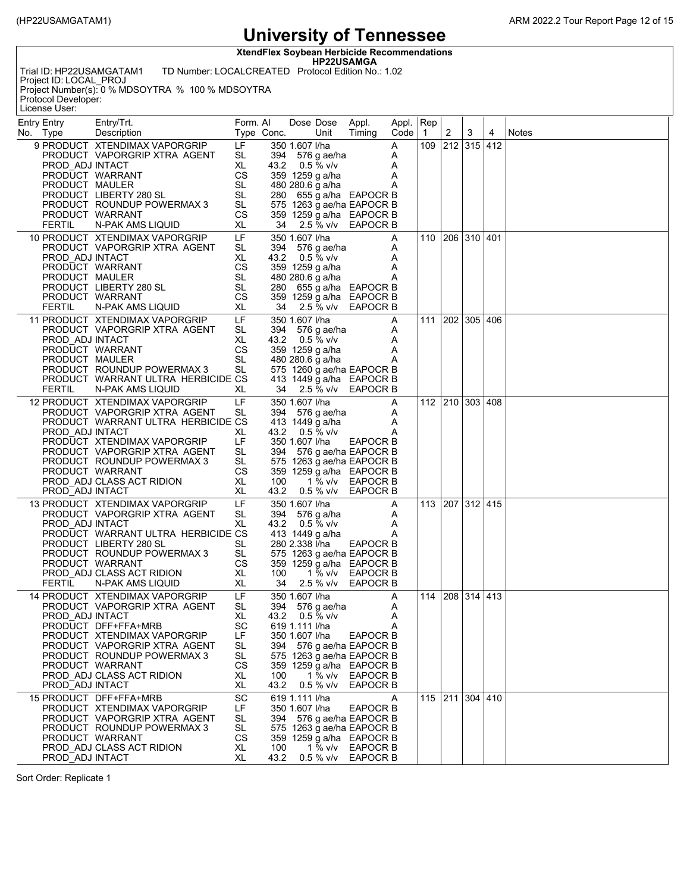# University of Tennessee

**XtendFlex Soybean Herbicide Recommendations**
**HP22USAMGA**

Trial ID: HP22USAMGATAM1 TD Number: LOCALCREATED Protocol Edition No.: 1.02
Project ID: LOCAL_PROJ
Project Number(s): 0 % MDSOYTRA % 100 % MDSOYTRA
Protocol Developer:
License User:

| Entry No. | Entry Type | Entry/Trt. Description | Form. Type | AI Conc. | Dose | Dose Unit | Appl. Timing | Appl. Code | Rep 1 | 2 | 3 | 4 | Notes |
|---|---|---|---|---|---|---|---|---|---|---|---|---|---|
| 9 | PRODUCT | XTENDIMAX VAPORGRIP | LF | 350 | 1.607 | l/ha | | A | 109 | 212 | 315 | 412 | |
| | PRODUCT | VAPORGRIP XTRA AGENT | SL | 394 | 576 | g ae/ha | | A | | | | | |
| | PROD_ADJ | INTACT | XL | 43.2 | 0.5 | % v/v | | A | | | | | |
| | PRODUCT | WARRANT | CS | 359 | 1259 | g a/ha | | A | | | | | |
| | PRODUCT | MAULER | SL | 480 | 280.6 | g a/ha | | A | | | | | |
| | PRODUCT | LIBERTY 280 SL | SL | 280 | 655 | g a/ha | EAPOCR | B | | | | | |
| | PRODUCT | ROUNDUP POWERMAX 3 | SL | 575 | 1263 | g ae/ha | EAPOCR | B | | | | | |
| | PRODUCT | WARRANT | CS | 359 | 1259 | g a/ha | EAPOCR | B | | | | | |
| | FERTIL | N-PAK AMS LIQUID | XL | 34 | 2.5 | % v/v | EAPOCR | B | | | | | |
| 10 | PRODUCT | XTENDIMAX VAPORGRIP | LF | 350 | 1.607 | l/ha | | A | 110 | 206 | 310 | 401 | |
| | PRODUCT | VAPORGRIP XTRA AGENT | SL | 394 | 576 | g ae/ha | | A | | | | | |
| | PROD_ADJ | INTACT | XL | 43.2 | 0.5 | % v/v | | A | | | | | |
| | PRODUCT | WARRANT | CS | 359 | 1259 | g a/ha | | A | | | | | |
| | PRODUCT | MAULER | SL | 480 | 280.6 | g a/ha | | A | | | | | |
| | PRODUCT | LIBERTY 280 SL | SL | 280 | 655 | g a/ha | EAPOCR | B | | | | | |
| | PRODUCT | WARRANT | CS | 359 | 1259 | g a/ha | EAPOCR | B | | | | | |
| | FERTIL | N-PAK AMS LIQUID | XL | 34 | 2.5 | % v/v | EAPOCR | B | | | | | |
| 11 | PRODUCT | XTENDIMAX VAPORGRIP | LF | 350 | 1.607 | l/ha | | A | 111 | 202 | 305 | 406 | |
| | PRODUCT | VAPORGRIP XTRA AGENT | SL | 394 | 576 | g ae/ha | | A | | | | | |
| | PROD_ADJ | INTACT | XL | 43.2 | 0.5 | % v/v | | A | | | | | |
| | PRODUCT | WARRANT | CS | 359 | 1259 | g a/ha | | A | | | | | |
| | PRODUCT | MAULER | SL | 480 | 280.6 | g a/ha | | A | | | | | |
| | PRODUCT | ROUNDUP POWERMAX 3 | SL | 575 | 1260 | g ae/ha | EAPOCR | B | | | | | |
| | PRODUCT | WARRANT ULTRA HERBICIDE | CS | 413 | 1449 | g a/ha | EAPOCR | B | | | | | |
| | FERTIL | N-PAK AMS LIQUID | XL | 34 | 2.5 | % v/v | EAPOCR | B | | | | | |
| 12 | PRODUCT | XTENDIMAX VAPORGRIP | LF | 350 | 1.607 | l/ha | | A | 112 | 210 | 303 | 408 | |
| | PRODUCT | VAPORGRIP XTRA AGENT | SL | 394 | 576 | g ae/ha | | A | | | | | |
| | PRODUCT | WARRANT ULTRA HERBICIDE | CS | 413 | 1449 | g a/ha | | A | | | | | |
| | PROD_ADJ | INTACT | XL | 43.2 | 0.5 | % v/v | | A | | | | | |
| | PRODUCT | XTENDIMAX VAPORGRIP | LF | 350 | 1.607 | l/ha | EAPOCR | B | | | | | |
| | PRODUCT | VAPORGRIP XTRA AGENT | SL | 394 | 576 | g ae/ha | EAPOCR | B | | | | | |
| | PRODUCT | ROUNDUP POWERMAX 3 | SL | 575 | 1263 | g ae/ha | EAPOCR | B | | | | | |
| | PRODUCT | WARRANT | CS | 359 | 1259 | g a/ha | EAPOCR | B | | | | | |
| | PROD_ADJ | CLASS ACT RIDION | XL | 100 | 1 | % v/v | EAPOCR | B | | | | | |
| | PROD_ADJ | INTACT | XL | 43.2 | 0.5 | % v/v | EAPOCR | B | | | | | |
| 13 | PRODUCT | XTENDIMAX VAPORGRIP | LF | 350 | 1.607 | l/ha | | A | 113 | 207 | 312 | 415 | |
| | PRODUCT | VAPORGRIP XTRA AGENT | SL | 394 | 576 | g a/ha | | A | | | | | |
| | PROD_ADJ | INTACT | XL | 43.2 | 0.5 | % v/v | | A | | | | | |
| | PRODUCT | WARRANT ULTRA HERBICIDE | CS | 413 | 1449 | g a/ha | | A | | | | | |
| | PRODUCT | LIBERTY 280 SL | SL | 280 | 2.338 | l/ha | EAPOCR | B | | | | | |
| | PRODUCT | ROUNDUP POWERMAX 3 | SL | 575 | 1263 | g ae/ha | EAPOCR | B | | | | | |
| | PRODUCT | WARRANT | CS | 359 | 1259 | g a/ha | EAPOCR | B | | | | | |
| | PROD_ADJ | CLASS ACT RIDION | XL | 100 | 1 | % v/v | EAPOCR | B | | | | | |
| | FERTIL | N-PAK AMS LIQUID | XL | 34 | 2.5 | % v/v | EAPOCR | B | | | | | |
| 14 | PRODUCT | XTENDIMAX VAPORGRIP | LF | 350 | 1.607 | l/ha | | A | 114 | 208 | 314 | 413 | |
| | PRODUCT | VAPORGRIP XTRA AGENT | SL | 394 | 576 | g ae/ha | | A | | | | | |
| | PROD_ADJ | INTACT | XL | 43.2 | 0.5 | % v/v | | A | | | | | |
| | PRODUCT | DFF+FFA+MRB | SC | 619 | 1.111 | l/ha | | A | | | | | |
| | PRODUCT | XTENDIMAX VAPORGRIP | LF | 350 | 1.607 | l/ha | EAPOCR | B | | | | | |
| | PRODUCT | VAPORGRIP XTRA AGENT | SL | 394 | 576 | g ae/ha | EAPOCR | B | | | | | |
| | PRODUCT | ROUNDUP POWERMAX 3 | SL | 575 | 1263 | g ae/ha | EAPOCR | B | | | | | |
| | PRODUCT | WARRANT | CS | 359 | 1259 | g a/ha | EAPOCR | B | | | | | |
| | PROD_ADJ | CLASS ACT RIDION | XL | 100 | 1 | % v/v | EAPOCR | B | | | | | |
| | PROD_ADJ | INTACT | XL | 43.2 | 0.5 | % v/v | EAPOCR | B | | | | | |
| 15 | PRODUCT | DFF+FFA+MRB | SC | 619 | 1.111 | l/ha | | A | 115 | 211 | 304 | 410 | |
| | PRODUCT | XTENDIMAX VAPORGRIP | LF | 350 | 1.607 | l/ha | EAPOCR | B | | | | | |
| | PRODUCT | VAPORGRIP XTRA AGENT | SL | 394 | 576 | g ae/ha | EAPOCR | B | | | | | |
| | PRODUCT | ROUNDUP POWERMAX 3 | SL | 575 | 1263 | g ae/ha | EAPOCR | B | | | | | |
| | PRODUCT | WARRANT | CS | 359 | 1259 | g a/ha | EAPOCR | B | | | | | |
| | PROD_ADJ | CLASS ACT RIDION | XL | 100 | 1 | % v/v | EAPOCR | B | | | | | |
| | PROD_ADJ | INTACT | XL | 43.2 | 0.5 | % v/v | EAPOCR | B | | | | | |

Sort Order: Replicate 1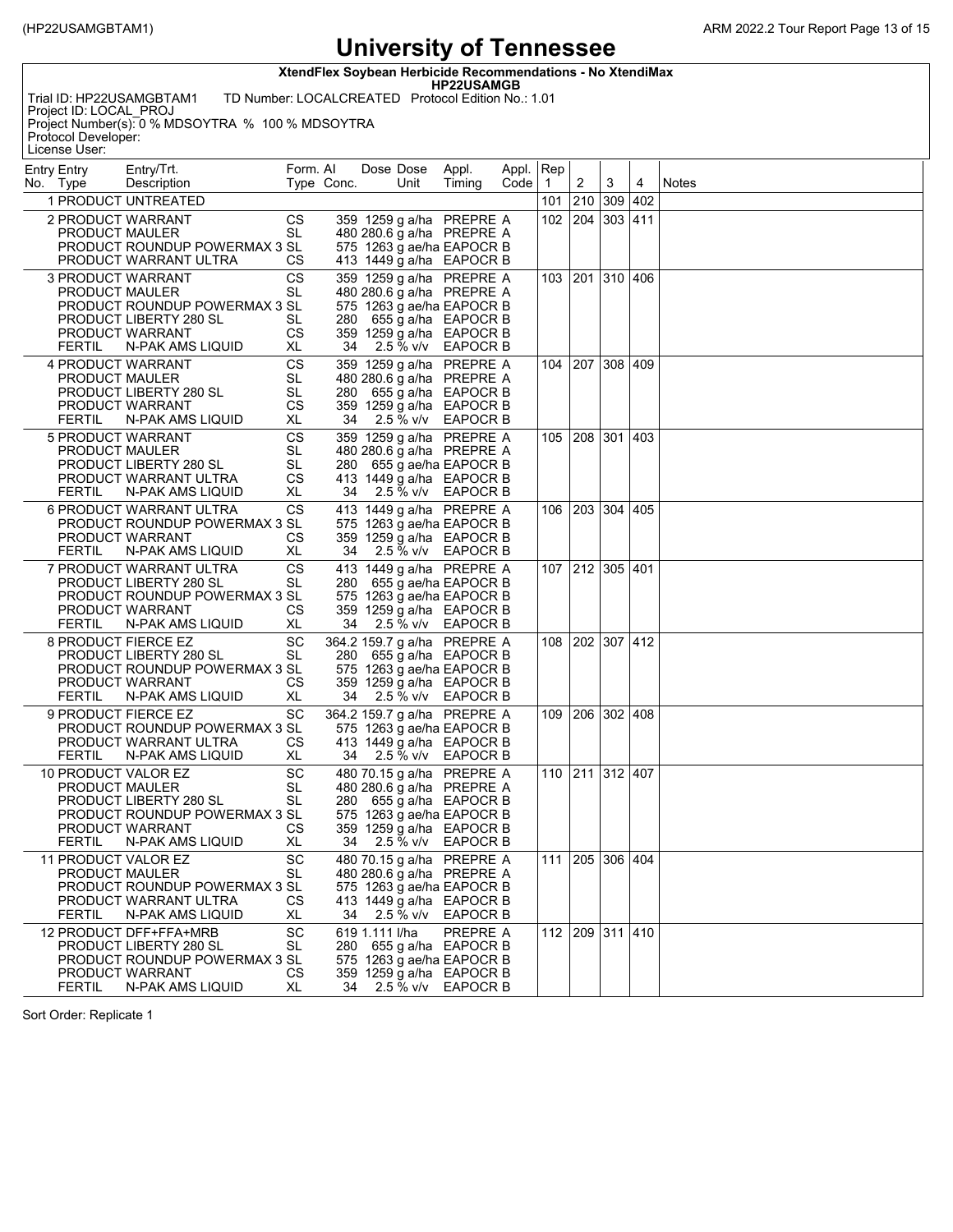# University of Tennessee

**XtendFlex Soybean Herbicide Recommendations - No XtendiMax**
**HP22USAMGB**

Trial ID: HP22USAMGBTAM1 TD Number: LOCALCREATED Protocol Edition No.: 1.01
Project ID: LOCAL_PROJ
Project Number(s): 0 % MDSOYTRA % 100 % MDSOYTRA
Protocol Developer:
License User:

| Entry No. | Entry Type | Entry/Trt. Description | Form. Type | AI Conc. | Dose | Dose Unit | Appl. Timing | Appl. Code | Rep 1 | 2 | 3 | 4 | Notes |
|---|---|---|---|---|---|---|---|---|---|---|---|---|---|
| 1 | PRODUCT | UNTREATED | | | | | | | 101 | 210 | 309 | 402 | |
| 2 | PRODUCT | WARRANT | CS | 359 | 1259 | g a/ha | PREPRE | A | 102 | 204 | 303 | 411 | |
| | PRODUCT | MAULER | SL | 480 | 280.6 | g a/ha | PREPRE | A | | | | | |
| | PRODUCT | ROUNDUP POWERMAX 3 | SL | 575 | 1263 | g ae/ha | EAPOCR | B | | | | | |
| | PRODUCT | WARRANT ULTRA | CS | 413 | 1449 | g a/ha | EAPOCR | B | | | | | |
| 3 | PRODUCT | WARRANT | CS | 359 | 1259 | g a/ha | PREPRE | A | 103 | 201 | 310 | 406 | |
| | PRODUCT | MAULER | SL | 480 | 280.6 | g a/ha | PREPRE | A | | | | | |
| | PRODUCT | ROUNDUP POWERMAX 3 | SL | 575 | 1263 | g ae/ha | EAPOCR | B | | | | | |
| | PRODUCT | LIBERTY 280 SL | SL | 280 | 655 | g a/ha | EAPOCR | B | | | | | |
| | PRODUCT | WARRANT | CS | 359 | 1259 | g a/ha | EAPOCR | B | | | | | |
| | FERTIL | N-PAK AMS LIQUID | XL | 34 | 2.5 | % v/v | EAPOCR | B | | | | | |
| 4 | PRODUCT | WARRANT | CS | 359 | 1259 | g a/ha | PREPRE | A | 104 | 207 | 308 | 409 | |
| | PRODUCT | MAULER | SL | 480 | 280.6 | g a/ha | PREPRE | A | | | | | |
| | PRODUCT | LIBERTY 280 SL | SL | 280 | 655 | g a/ha | EAPOCR | B | | | | | |
| | PRODUCT | WARRANT | CS | 359 | 1259 | g a/ha | EAPOCR | B | | | | | |
| | FERTIL | N-PAK AMS LIQUID | XL | 34 | 2.5 | % v/v | EAPOCR | B | | | | | |
| 5 | PRODUCT | WARRANT | CS | 359 | 1259 | g a/ha | PREPRE | A | 105 | 208 | 301 | 403 | |
| | PRODUCT | MAULER | SL | 480 | 280.6 | g a/ha | PREPRE | A | | | | | |
| | PRODUCT | LIBERTY 280 SL | SL | 280 | 655 | g ae/ha | EAPOCR | B | | | | | |
| | PRODUCT | WARRANT ULTRA | CS | 413 | 1449 | g a/ha | EAPOCR | B | | | | | |
| | FERTIL | N-PAK AMS LIQUID | XL | 34 | 2.5 | % v/v | EAPOCR | B | | | | | |
| 6 | PRODUCT | WARRANT ULTRA | CS | 413 | 1449 | g a/ha | PREPRE | A | 106 | 203 | 304 | 405 | |
| | PRODUCT | ROUNDUP POWERMAX 3 | SL | 575 | 1263 | g ae/ha | EAPOCR | B | | | | | |
| | PRODUCT | WARRANT | CS | 359 | 1259 | g a/ha | EAPOCR | B | | | | | |
| | FERTIL | N-PAK AMS LIQUID | XL | 34 | 2.5 | % v/v | EAPOCR | B | | | | | |
| 7 | PRODUCT | WARRANT ULTRA | CS | 413 | 1449 | g a/ha | PREPRE | A | 107 | 212 | 305 | 401 | |
| | PRODUCT | LIBERTY 280 SL | SL | 280 | 655 | g ae/ha | EAPOCR | B | | | | | |
| | PRODUCT | ROUNDUP POWERMAX 3 | SL | 575 | 1263 | g ae/ha | EAPOCR | B | | | | | |
| | PRODUCT | WARRANT | CS | 359 | 1259 | g a/ha | EAPOCR | B | | | | | |
| | FERTIL | N-PAK AMS LIQUID | XL | 34 | 2.5 | % v/v | EAPOCR | B | | | | | |
| 8 | PRODUCT | FIERCE EZ | SC | 364.2 | 159.7 | g a/ha | PREPRE | A | 108 | 202 | 307 | 412 | |
| | PRODUCT | LIBERTY 280 SL | SL | 280 | 655 | g a/ha | EAPOCR | B | | | | | |
| | PRODUCT | ROUNDUP POWERMAX 3 | SL | 575 | 1263 | g ae/ha | EAPOCR | B | | | | | |
| | PRODUCT | WARRANT | CS | 359 | 1259 | g a/ha | EAPOCR | B | | | | | |
| | FERTIL | N-PAK AMS LIQUID | XL | 34 | 2.5 | % v/v | EAPOCR | B | | | | | |
| 9 | PRODUCT | FIERCE EZ | SC | 364.2 | 159.7 | g a/ha | PREPRE | A | 109 | 206 | 302 | 408 | |
| | PRODUCT | ROUNDUP POWERMAX 3 | SL | 575 | 1263 | g ae/ha | EAPOCR | B | | | | | |
| | PRODUCT | WARRANT ULTRA | CS | 413 | 1449 | g a/ha | EAPOCR | B | | | | | |
| | FERTIL | N-PAK AMS LIQUID | XL | 34 | 2.5 | % v/v | EAPOCR | B | | | | | |
| 10 | PRODUCT | VALOR EZ | SC | 480 | 70.15 | g a/ha | PREPRE | A | 110 | 211 | 312 | 407 | |
| | PRODUCT | MAULER | SL | 480 | 280.6 | g a/ha | PREPRE | A | | | | | |
| | PRODUCT | LIBERTY 280 SL | SL | 280 | 655 | g a/ha | EAPOCR | B | | | | | |
| | PRODUCT | ROUNDUP POWERMAX 3 | SL | 575 | 1263 | g ae/ha | EAPOCR | B | | | | | |
| | PRODUCT | WARRANT | CS | 359 | 1259 | g a/ha | EAPOCR | B | | | | | |
| | FERTIL | N-PAK AMS LIQUID | XL | 34 | 2.5 | % v/v | EAPOCR | B | | | | | |
| 11 | PRODUCT | VALOR EZ | SC | 480 | 70.15 | g a/ha | PREPRE | A | 111 | 205 | 306 | 404 | |
| | PRODUCT | MAULER | SL | 480 | 280.6 | g a/ha | PREPRE | A | | | | | |
| | PRODUCT | ROUNDUP POWERMAX 3 | SL | 575 | 1263 | g ae/ha | EAPOCR | B | | | | | |
| | PRODUCT | WARRANT ULTRA | CS | 413 | 1449 | g a/ha | EAPOCR | B | | | | | |
| | FERTIL | N-PAK AMS LIQUID | XL | 34 | 2.5 | % v/v | EAPOCR | B | | | | | |
| 12 | PRODUCT | DFF+FFA+MRB | SC | 619 | 1.111 | l/ha | PREPRE | A | 112 | 209 | 311 | 410 | |
| | PRODUCT | LIBERTY 280 SL | SL | 280 | 655 | g a/ha | EAPOCR | B | | | | | |
| | PRODUCT | ROUNDUP POWERMAX 3 | SL | 575 | 1263 | g ae/ha | EAPOCR | B | | | | | |
| | PRODUCT | WARRANT | CS | 359 | 1259 | g a/ha | EAPOCR | B | | | | | |
| | FERTIL | N-PAK AMS LIQUID | XL | 34 | 2.5 | % v/v | EAPOCR | B | | | | | |

Sort Order: Replicate 1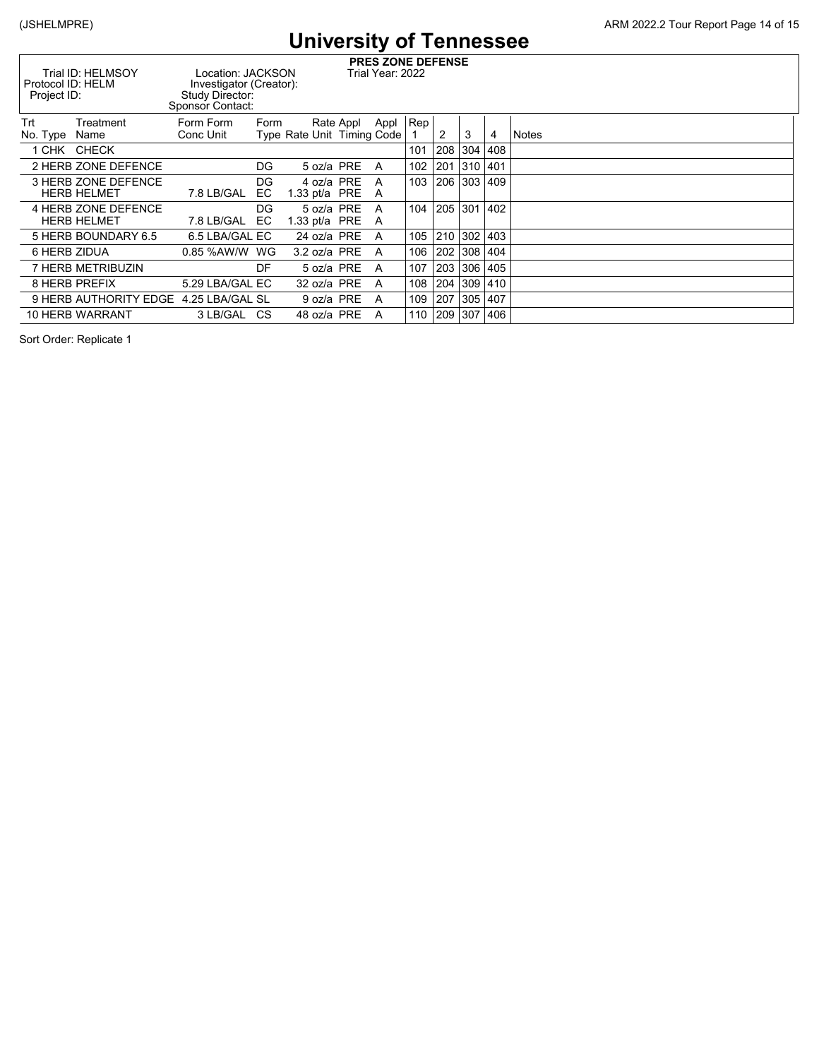# University of Tennessee

**PRES ZONE DEFENSE**

Trial ID: HELMSOY
Protocol ID: HELM
Project ID:

Location: JACKSON
Investigator (Creator):
Study Director:
Sponsor Contact:

Trial Year: 2022

| Trt No. | Type | Treatment Name | Form Conc | Form Unit | Form Type | Rate | Rate Unit | Appl Timing | Appl Code | Rep 1 | 2 | 3 | 4 | Notes |
|---|---|---|---|---|---|---|---|---|---|---|---|---|---|---|
| 1 | CHK | CHECK | | | | | | | | 101 | 208 | 304 | 408 | |
| 2 | HERB | ZONE DEFENCE | | | DG | 5 | oz/a | PRE | A | 102 | 201 | 310 | 401 | |
| 3 | HERB | ZONE DEFENCE | | | DG | 4 | oz/a | PRE | A | 103 | 206 | 303 | 409 | |
| | HERB | HELMET | 7.8 | LB/GAL | EC | 1.33 | pt/a | PRE | A | | | | | |
| 4 | HERB | ZONE DEFENCE | | | DG | 5 | oz/a | PRE | A | 104 | 205 | 301 | 402 | |
| | HERB | HELMET | 7.8 | LB/GAL | EC | 1.33 | pt/a | PRE | A | | | | | |
| 5 | HERB | BOUNDARY 6.5 | 6.5 | LBA/GAL | EC | 24 | oz/a | PRE | A | 105 | 210 | 302 | 403 | |
| 6 | HERB | ZIDUA | 0.85 | %AW/W | WG | 3.2 | oz/a | PRE | A | 106 | 202 | 308 | 404 | |
| 7 | HERB | METRIBUZIN | | | DF | 5 | oz/a | PRE | A | 107 | 203 | 306 | 405 | |
| 8 | HERB | PREFIX | 5.29 | LBA/GAL | EC | 32 | oz/a | PRE | A | 108 | 204 | 309 | 410 | |
| 9 | HERB | AUTHORITY EDGE | 4.25 | LBA/GAL | SL | 9 | oz/a | PRE | A | 109 | 207 | 305 | 407 | |
| 10 | HERB | WARRANT | 3 | LB/GAL | CS | 48 | oz/a | PRE | A | 110 | 209 | 307 | 406 | |

Sort Order: Replicate 1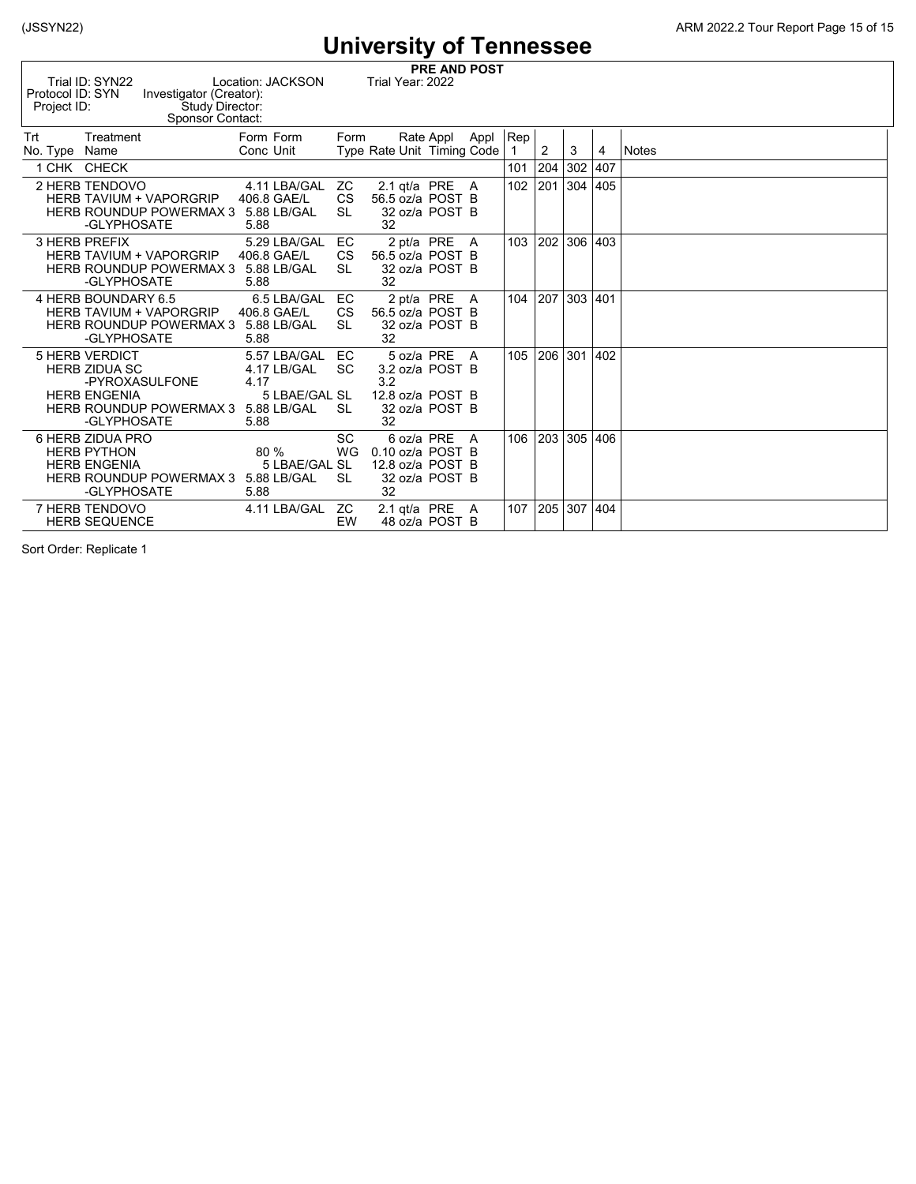# University of Tennessee

**PRE AND POST**

Trial ID: SYN22 Location: JACKSON Trial Year: 2022
Protocol ID: SYN Investigator (Creator):
Project ID: Study Director:
Sponsor Contact:

| Trt No. | Type | Treatment Name | Form Conc | Form Unit | Form Type | Rate | Rate Unit | Appl Timing | Appl Code | Rep 1 | 2 | 3 | 4 | Notes |
|---|---|---|---|---|---|---|---|---|---|---|---|---|---|---|
| 1 | CHK | CHECK | | | | | | | | 101 | 204 | 302 | 407 | |
| 2 | HERB | TENDOVO | 4.11 | LBA/GAL | ZC | 2.1 | qt/a | PRE | A | 102 | 201 | 304 | 405 | |
| | HERB | TAVIUM + VAPORGRIP | 406.8 | GAE/L | CS | 56.5 | oz/a | POST | B | | | | | |
| | HERB | ROUNDUP POWERMAX 3 | 5.88 | LB/GAL | SL | 32 | oz/a | POST | B | | | | | |
| | | -GLYPHOSATE | 5.88 | | | 32 | | | | | | | | |
| 3 | HERB | PREFIX | 5.29 | LBA/GAL | EC | 2 | pt/a | PRE | A | 103 | 202 | 306 | 403 | |
| | HERB | TAVIUM + VAPORGRIP | 406.8 | GAE/L | CS | 56.5 | oz/a | POST | B | | | | | |
| | HERB | ROUNDUP POWERMAX 3 | 5.88 | LB/GAL | SL | 32 | oz/a | POST | B | | | | | |
| | | -GLYPHOSATE | 5.88 | | | 32 | | | | | | | | |
| 4 | HERB | BOUNDARY 6.5 | 6.5 | LBA/GAL | EC | 2 | pt/a | PRE | A | 104 | 207 | 303 | 401 | |
| | HERB | TAVIUM + VAPORGRIP | 406.8 | GAE/L | CS | 56.5 | oz/a | POST | B | | | | | |
| | HERB | ROUNDUP POWERMAX 3 | 5.88 | LB/GAL | SL | 32 | oz/a | POST | B | | | | | |
| | | -GLYPHOSATE | 5.88 | | | 32 | | | | | | | | |
| 5 | HERB | VERDICT | 5.57 | LBA/GAL | EC | 5 | oz/a | PRE | A | 105 | 206 | 301 | 402 | |
| | HERB | ZIDUA SC | 4.17 | LB/GAL | SC | 3.2 | oz/a | POST | B | | | | | |
| | | -PYROXASULFONE | 4.17 | | | 3.2 | | | | | | | | |
| | HERB | ENGENIA | 5 | LBAE/GAL | SL | 12.8 | oz/a | POST | B | | | | | |
| | HERB | ROUNDUP POWERMAX 3 | 5.88 | LB/GAL | SL | 32 | oz/a | POST | B | | | | | |
| | | -GLYPHOSATE | 5.88 | | | 32 | | | | | | | | |
| 6 | HERB | ZIDUA PRO | | | SC | 6 | oz/a | PRE | A | 106 | 203 | 305 | 406 | |
| | HERB | PYTHON | 80 | % | WG | 0.10 | oz/a | POST | B | | | | | |
| | HERB | ENGENIA | 5 | LBAE/GAL | SL | 12.8 | oz/a | POST | B | | | | | |
| | HERB | ROUNDUP POWERMAX 3 | 5.88 | LB/GAL | SL | 32 | oz/a | POST | B | | | | | |
| | | -GLYPHOSATE | 5.88 | | | 32 | | | | | | | | |
| 7 | HERB | TENDOVO | 4.11 | LBA/GAL | ZC | 2.1 | qt/a | PRE | A | 107 | 205 | 307 | 404 | |
| | HERB | SEQUENCE | | | EW | 48 | oz/a | POST | B | | | | | |

Sort Order: Replicate 1